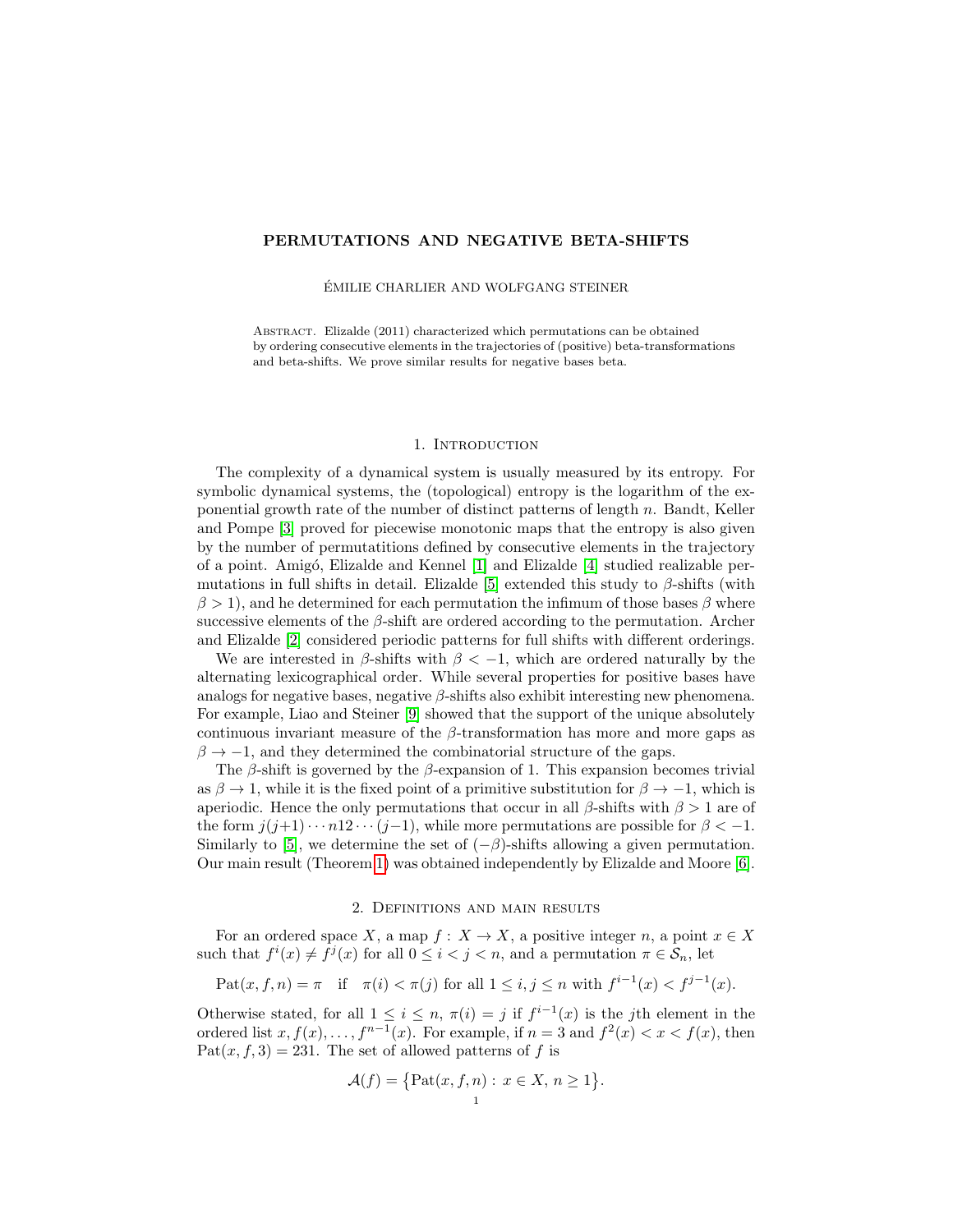# PERMUTATIONS AND NEGATIVE BETA-SHIFTS

ÉMILIE CHARLIER AND WOLFGANG STEINER

Abstract. Elizalde (2011) characterized which permutations can be obtained by ordering consecutive elements in the trajectories of (positive) beta-transformations and beta-shifts. We prove similar results for negative bases beta.

## 1. Introduction

The complexity of a dynamical system is usually measured by its entropy. For symbolic dynamical systems, the (topological) entropy is the logarithm of the exponential growth rate of the number of distinct patterns of length $n$. Bandt, Keller and Pompe [3] proved for piecewise monotonic maps that the entropy is also given by the number of permutitions defined by consecutive elements in the trajectory of a point. Amigó, Elizalde and Kennel [1] and Elizalde [4] studied realizable permutations in full shifts in detail. Elizalde [5] extended this study to $\beta$-shifts (with $\beta > 1$), and he determined for each permutation the infimum of those bases $\beta$ where successive elements of the $\beta$-shift are ordered according to the permutation. Archer and Elizalde [2] considered periodic patterns for full shifts with different orderings.

We are interested in $\beta$-shifts with $\beta < -1$, which are ordered naturally by the alternating lexicographical order. While several properties for positive bases have analogs for negative bases, negative $\beta$-shifts also exhibit interesting new phenomena. For example, Liao and Steiner [9] showed that the support of the unique absolutely continuous invariant measure of the $\beta$-transformation has more and more gaps as $\beta \to -1$, and they determined the combinatorial structure of the gaps.

The $\beta$-shift is governed by the $\beta$-expansion of 1. This expansion becomes trivial as $\beta \to 1$, while it is the fixed point of a primitive substitution for $\beta \to -1$, which is aperiodic. Hence the only permutations that occur in all $\beta$-shifts with $\beta > 1$ are of the form $j(j+1)\cdots n12\cdots(j-1)$, while more permutations are possible for $\beta < -1$. Similarly to [5], we determine the set of $(-\beta)$-shifts allowing a given permutation. Our main result (Theorem 1) was obtained independently by Elizalde and Moore [6].

## 2. Definitions and main results

For an ordered space $X$, a map $f : X \to X$, a positive integer $n$, a point $x \in X$ such that $f^i(x) \neq f^j(x)$ for all $0 \le i < j < n$, and a permutation $\pi \in \mathcal{S}_n$, let

$$\mathrm{Pat}(x, f, n) = \pi \quad \text{if} \quad \pi(i) < \pi(j) \text{ for all } 1 \le i, j \le n \text{ with } f^{i-1}(x) < f^{j-1}(x).$$

Otherwise stated, for all $1 \le i \le n$, $\pi(i) = j$ if $f^{i-1}(x)$ is the $j$th element in the ordered list $x, f(x), \ldots, f^{n-1}(x)$. For example, if $n = 3$ and $f^2(x) < x < f(x)$, then $\mathrm{Pat}(x, f, 3) = 231$. The set of allowed patterns of $f$ is

$$\mathcal{A}(f) = \big\{\mathrm{Pat}(x, f, n) : x \in X,\ n \ge 1\big\}.$$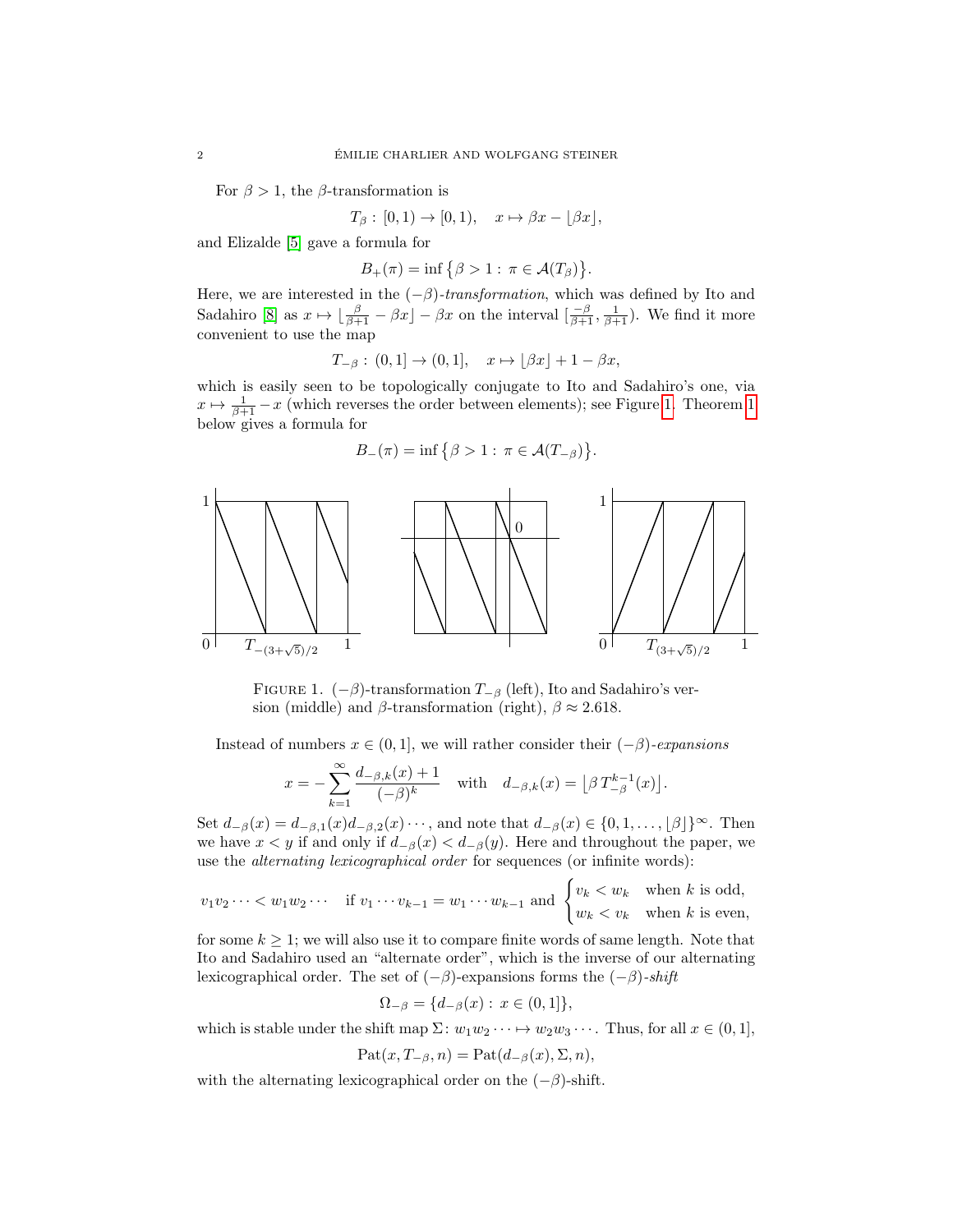For $\beta > 1$, the $\beta$-transformation is

$$T_\beta : [0,1) \to [0,1), \quad x \mapsto \beta x - \lfloor \beta x \rfloor,$$

and Elizalde [5] gave a formula for

$$B_+(\pi) = \inf\big\{\beta > 1 : \pi \in \mathcal{A}(T_\beta)\big\}.$$

Here, we are interested in the $(-\beta)$-*transformation*, which was defined by Ito and Sadahiro [8] as $x \mapsto \lfloor \frac{\beta}{\beta+1} - \beta x \rfloor - \beta x$ on the interval $[\frac{-\beta}{\beta+1}, \frac{1}{\beta+1})$. We find it more convenient to use the map

$$T_{-\beta} : (0,1] \to (0,1], \quad x \mapsto \lfloor \beta x \rfloor + 1 - \beta x,$$

which is easily seen to be topologically conjugate to Ito and Sadahiro's one, via $x \mapsto \frac{1}{\beta+1} - x$ (which reverses the order between elements); see Figure 1. Theorem 1 below gives a formula for

$$B_-(\pi) = \inf\big\{\beta > 1 : \pi \in \mathcal{A}(T_{-\beta})\big\}.$$

1
0
$T_{-(3+\sqrt{5})/2}$
1
0
1
0
$T_{(3+\sqrt{5})/2}$
1

FIGURE 1. $(-\beta)$-transformation $T_{-\beta}$ (left), Ito and Sadahiro's version (middle) and $\beta$-transformation (right), $\beta \approx 2.618$.

Instead of numbers $x \in (0,1]$, we will rather consider their $(-\beta)$-*expansions*

$$x = -\sum_{k=1}^{\infty} \frac{d_{-\beta,k}(x) + 1}{(-\beta)^k} \quad \text{with} \quad d_{-\beta,k}(x) = \big\lfloor \beta\, T_{-\beta}^{k-1}(x) \big\rfloor.$$

Set $d_{-\beta}(x) = d_{-\beta,1}(x) d_{-\beta,2}(x) \cdots$, and note that $d_{-\beta}(x) \in \{0,1,\ldots,\lfloor\beta\rfloor\}^\infty$. Then we have $x < y$ if and only if $d_{-\beta}(x) < d_{-\beta}(y)$. Here and throughout the paper, we use the *alternating lexicographical order* for sequences (or infinite words):

$$v_1 v_2 \cdots < w_1 w_2 \cdots \quad \text{if } v_1 \cdots v_{k-1} = w_1 \cdots w_{k-1} \text{ and } \begin{cases} v_k < w_k & \text{when } k \text{ is odd,} \\ w_k < v_k & \text{when } k \text{ is even,} \end{cases}$$

for some $k \geq 1$; we will also use it to compare finite words of same length. Note that Ito and Sadahiro used an "alternate order", which is the inverse of our alternating lexicographical order. The set of $(-\beta)$-expansions forms the $(-\beta)$-*shift*

$$\Omega_{-\beta} = \{d_{-\beta}(x) : x \in (0,1]\},$$

which is stable under the shift map $\Sigma : w_1 w_2 \cdots \mapsto w_2 w_3 \cdots$. Thus, for all $x \in (0,1]$,

$$\mathrm{Pat}(x, T_{-\beta}, n) = \mathrm{Pat}(d_{-\beta}(x), \Sigma, n),$$

with the alternating lexicographical order on the $(-\beta)$-shift.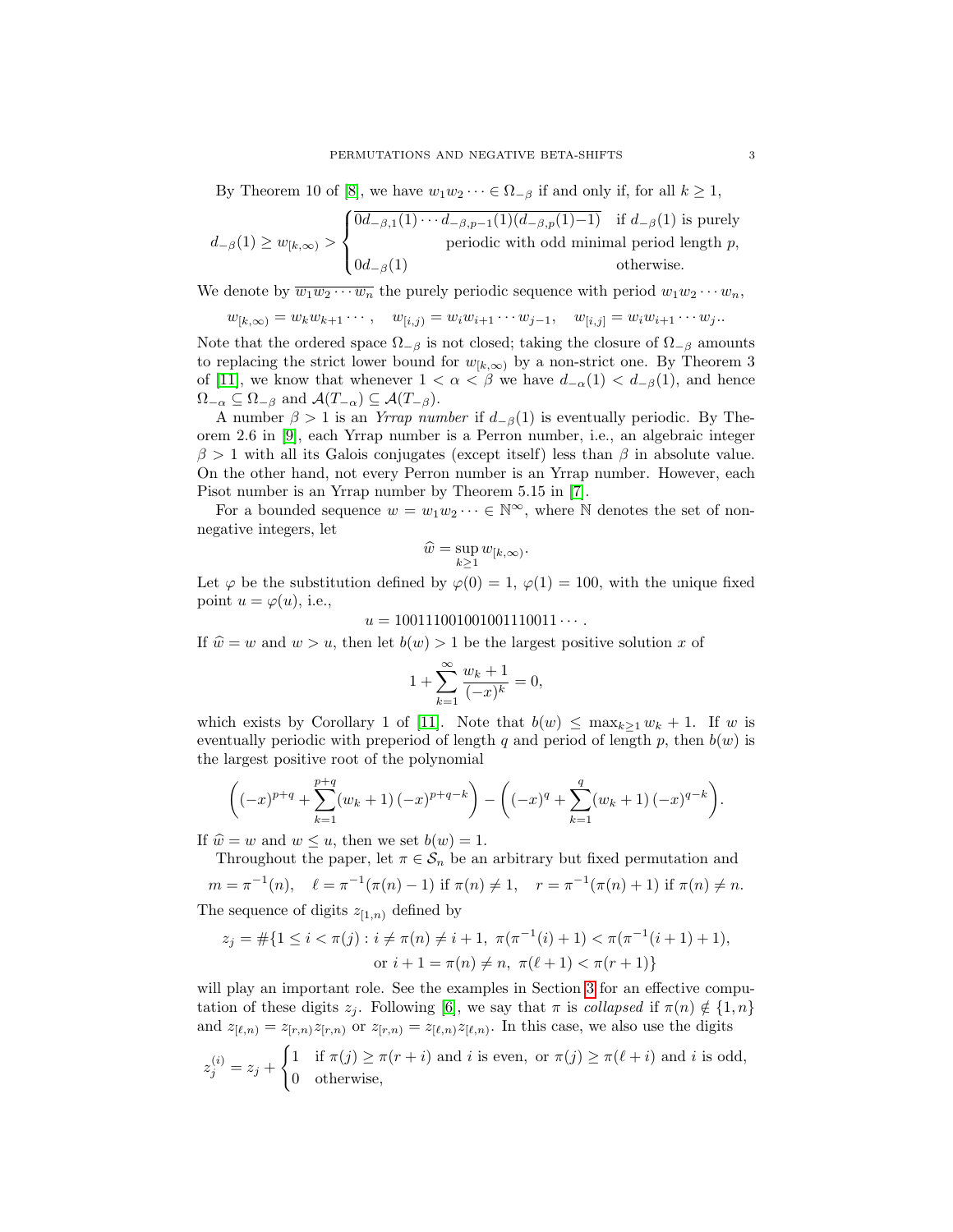By Theorem 10 of [8], we have $w_1w_2\cdots \in \Omega_{-\beta}$ if and only if, for all $k \geq 1$,

$$d_{-\beta}(1) \geq w_{[k,\infty)} > \begin{cases} \overline{0d_{-\beta,1}(1)\cdots d_{-\beta,p-1}(1)(d_{-\beta,p}(1)-1)} & \text{if } d_{-\beta}(1) \text{ is purely periodic with odd minimal period length } p, \\ 0d_{-\beta}(1) & \text{otherwise.} \end{cases}$$

We denote by $\overline{w_1w_2\cdots w_n}$ the purely periodic sequence with period $w_1w_2\cdots w_n$,

$$w_{[k,\infty)} = w_kw_{k+1}\cdots, \quad w_{[i,j)} = w_iw_{i+1}\cdots w_{j-1}, \quad w_{[i,j]} = w_iw_{i+1}\cdots w_j..$$

Note that the ordered space $\Omega_{-\beta}$ is not closed; taking the closure of $\Omega_{-\beta}$ amounts to replacing the strict lower bound for $w_{[k,\infty)}$ by a non-strict one. By Theorem 3 of [11], we know that whenever $1 < \alpha < \beta$ we have $d_{-\alpha}(1) < d_{-\beta}(1)$, and hence $\Omega_{-\alpha} \subseteq \Omega_{-\beta}$ and $\mathcal{A}(T_{-\alpha}) \subseteq \mathcal{A}(T_{-\beta})$.

A number $\beta > 1$ is an *Yrrap number* if $d_{-\beta}(1)$ is eventually periodic. By Theorem 2.6 in [9], each Yrrap number is a Perron number, i.e., an algebraic integer $\beta > 1$ with all its Galois conjugates (except itself) less than $\beta$ in absolute value. On the other hand, not every Perron number is an Yrrap number. However, each Pisot number is an Yrrap number by Theorem 5.15 in [7].

For a bounded sequence $w = w_1w_2\cdots \in \mathbb{N}^\infty$, where $\mathbb{N}$ denotes the set of nonnegative integers, let

$$\widehat{w} = \sup_{k\geq 1} w_{[k,\infty)}.$$

Let $\varphi$ be the substitution defined by $\varphi(0) = 1$, $\varphi(1) = 100$, with the unique fixed point $u = \varphi(u)$, i.e.,

$$u = 100111001001001110011\cdots.$$

If $\widehat{w} = w$ and $w > u$, then let $b(w) > 1$ be the largest positive solution $x$ of

$$1 + \sum_{k=1}^{\infty} \frac{w_k + 1}{(-x)^k} = 0,$$

which exists by Corollary 1 of [11]. Note that $b(w) \leq \max_{k\geq 1} w_k + 1$. If $w$ is eventually periodic with preperiod of length $q$ and period of length $p$, then $b(w)$ is the largest positive root of the polynomial

$$\bigg((-x)^{p+q} + \sum_{k=1}^{p+q} (w_k + 1)\,(-x)^{p+q-k}\bigg) - \bigg((-x)^q + \sum_{k=1}^{q} (w_k + 1)\,(-x)^{q-k}\bigg).$$

If $\widehat{w} = w$ and $w \leq u$, then we set $b(w) = 1$.

Throughout the paper, let $\pi \in \mathcal{S}_n$ be an arbitrary but fixed permutation and

$$m = \pi^{-1}(n), \quad \ell = \pi^{-1}(\pi(n) - 1) \text{ if } \pi(n) \neq 1, \quad r = \pi^{-1}(\pi(n) + 1) \text{ if } \pi(n) \neq n.$$

The sequence of digits $z_{[1,n)}$ defined by

$$z_j = \#\{1 \leq i < \pi(j) : i \neq \pi(n) \neq i + 1,\ \pi(\pi^{-1}(i) + 1) < \pi(\pi^{-1}(i + 1) + 1), \\ \text{or } i + 1 = \pi(n) \neq n,\ \pi(\ell + 1) < \pi(r + 1)\}$$

will play an important role. See the examples in Section 3 for an effective computation of these digits $z_j$. Following [6], we say that $\pi$ is *collapsed* if $\pi(n) \notin \{1, n\}$ and $z_{[\ell,n)} = z_{[r,n)}z_{[r,n)}$ or $z_{[r,n)} = z_{[\ell,n)}z_{[\ell,n)}$. In this case, we also use the digits

$$z_j^{(i)} = z_j + \begin{cases} 1 & \text{if } \pi(j) \geq \pi(r + i) \text{ and } i \text{ is even, or } \pi(j) \geq \pi(\ell + i) \text{ and } i \text{ is odd,} \\ 0 & \text{otherwise,} \end{cases}$$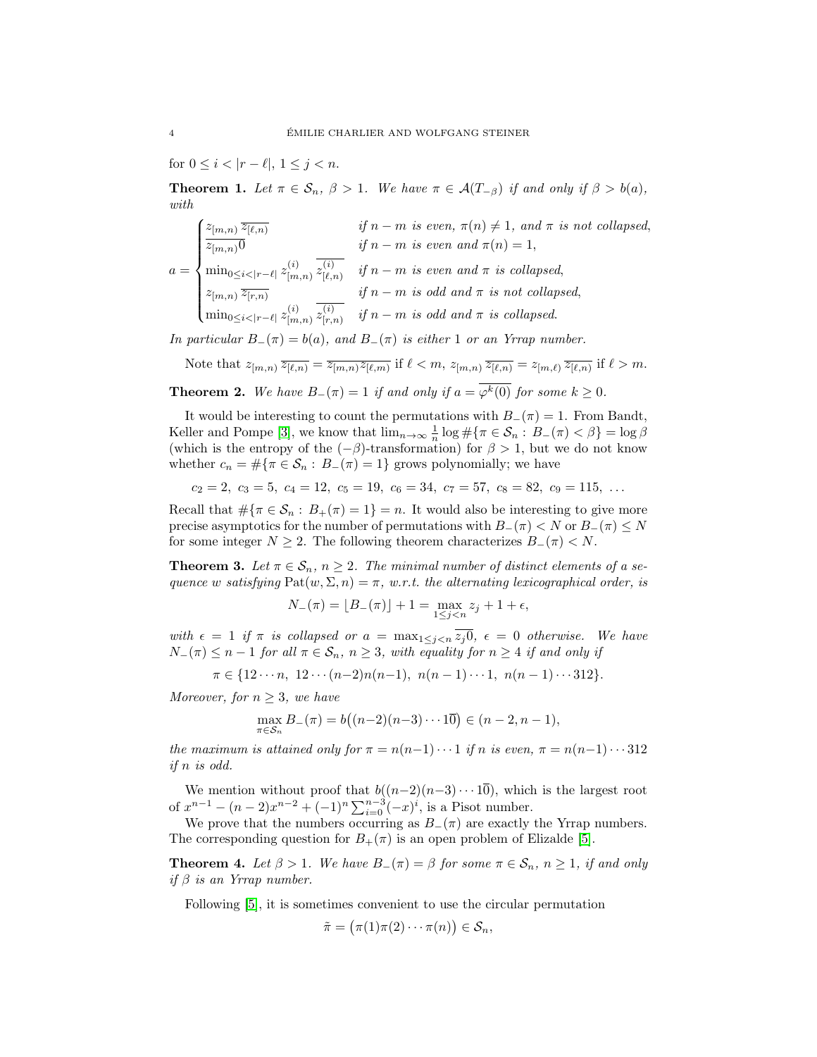for $0 \le i < |r-\ell|$, $1 \le j < n$.

**Theorem 1.** *Let $\pi \in \mathcal{S}_n$, $\beta > 1$. We have $\pi \in \mathcal{A}(T_{-\beta})$ if and only if $\beta > b(a)$, with*

$$a = \begin{cases} z_{[m,n)}\, \overline{z_{[\ell,n)}} & \text{if } n-m \text{ is even, } \pi(n) \neq 1, \text{ and } \pi \text{ is not collapsed,} \\ \overline{z_{[m,n)}0} & \text{if } n-m \text{ is even and } \pi(n) = 1, \\ \min_{0 \le i < |r-\ell|} z^{(i)}_{[m,n)}\, \overline{z^{(i)}_{[\ell,n)}} & \text{if } n-m \text{ is even and } \pi \text{ is collapsed,} \\ z_{[m,n)}\, \overline{z_{[r,n)}} & \text{if } n-m \text{ is odd and } \pi \text{ is not collapsed,} \\ \min_{0 \le i < |r-\ell|} z^{(i)}_{[m,n)}\, \overline{z^{(i)}_{[r,n)}} & \text{if } n-m \text{ is odd and } \pi \text{ is collapsed.} \end{cases}$$

*In particular $B_-(\pi) = b(a)$, and $B_-(\pi)$ is either 1 or an Yrrap number.*

Note that $z_{[m,n)}\, \overline{z_{[\ell,n)}} = \overline{z_{[m,n)} z_{[\ell,m)}}$ if $\ell < m$, $z_{[m,n)}\, \overline{z_{[\ell,n)}} = z_{[m,\ell)}\, \overline{z_{[\ell,n)}}$ if $\ell > m$.

**Theorem 2.** *We have $B_-(\pi) = 1$ if and only if $a = \overline{\varphi^k(0)}$ for some $k \ge 0$.*

It would be interesting to count the permutations with $B_-(\pi) = 1$. From Bandt, Keller and Pompe [3], we know that $\lim_{n\to\infty} \frac{1}{n} \log \#\{\pi \in \mathcal{S}_n : B_-(\pi) < \beta\} = \log \beta$ (which is the entropy of the $(-\beta)$-transformation) for $\beta > 1$, but we do not know whether $c_n = \#\{\pi \in \mathcal{S}_n : B_-(\pi) = 1\}$ grows polynomially; we have

$$c_2 = 2,\ c_3 = 5,\ c_4 = 12,\ c_5 = 19,\ c_6 = 34,\ c_7 = 57,\ c_8 = 82,\ c_9 = 115,\ \ldots$$

Recall that $\#\{\pi \in \mathcal{S}_n : B_+(\pi) = 1\} = n$. It would also be interesting to give more precise asymptotics for the number of permutations with $B_-(\pi) < N$ or $B_-(\pi) \le N$ for some integer $N \ge 2$. The following theorem characterizes $B_-(\pi) < N$.

**Theorem 3.** *Let $\pi \in \mathcal{S}_n$, $n \ge 2$. The minimal number of distinct elements of a sequence $w$ satisfying $\mathrm{Pat}(w, \Sigma, n) = \pi$, w.r.t. the alternating lexicographical order, is*

$$N_-(\pi) = \lfloor B_-(\pi) \rfloor + 1 = \max_{1 \le j < n} z_j + 1 + \epsilon,$$

*with $\epsilon = 1$ if $\pi$ is collapsed or $a = \max_{1 \le j < n} \overline{z_j 0}$, $\epsilon = 0$ otherwise. We have $N_-(\pi) \le n-1$ for all $\pi \in \mathcal{S}_n$, $n \ge 3$, with equality for $n \ge 4$ if and only if*

$$\pi \in \{12\cdots n,\ 12\cdots(n{-}2)n(n{-}1),\ n(n-1)\cdots 1,\ n(n-1)\cdots 312\}.$$

*Moreover, for $n \ge 3$, we have*

$$\max_{\pi \in \mathcal{S}_n} B_-(\pi) = b\big((n{-}2)(n{-}3)\cdots 1\overline{0}\big) \in (n-2, n-1),$$

*the maximum is attained only for $\pi = n(n{-}1)\cdots 1$ if $n$ is even, $\pi = n(n{-}1)\cdots 312$ if $n$ is odd.*

We mention without proof that $b((n{-}2)(n{-}3)\cdots 1\overline{0})$, which is the largest root of $x^{n-1} - (n-2)x^{n-2} + (-1)^n \sum_{i=0}^{n-3} (-x)^i$, is a Pisot number.

We prove that the numbers occurring as $B_-(\pi)$ are exactly the Yrrap numbers. The corresponding question for $B_+(\pi)$ is an open problem of Elizalde [5].

**Theorem 4.** *Let $\beta > 1$. We have $B_-(\pi) = \beta$ for some $\pi \in \mathcal{S}_n$, $n \ge 1$, if and only if $\beta$ is an Yrrap number.*

Following [5], it is sometimes convenient to use the circular permutation

$$\tilde{\pi} = \big(\pi(1)\pi(2)\cdots\pi(n)\big) \in \mathcal{S}_n,$$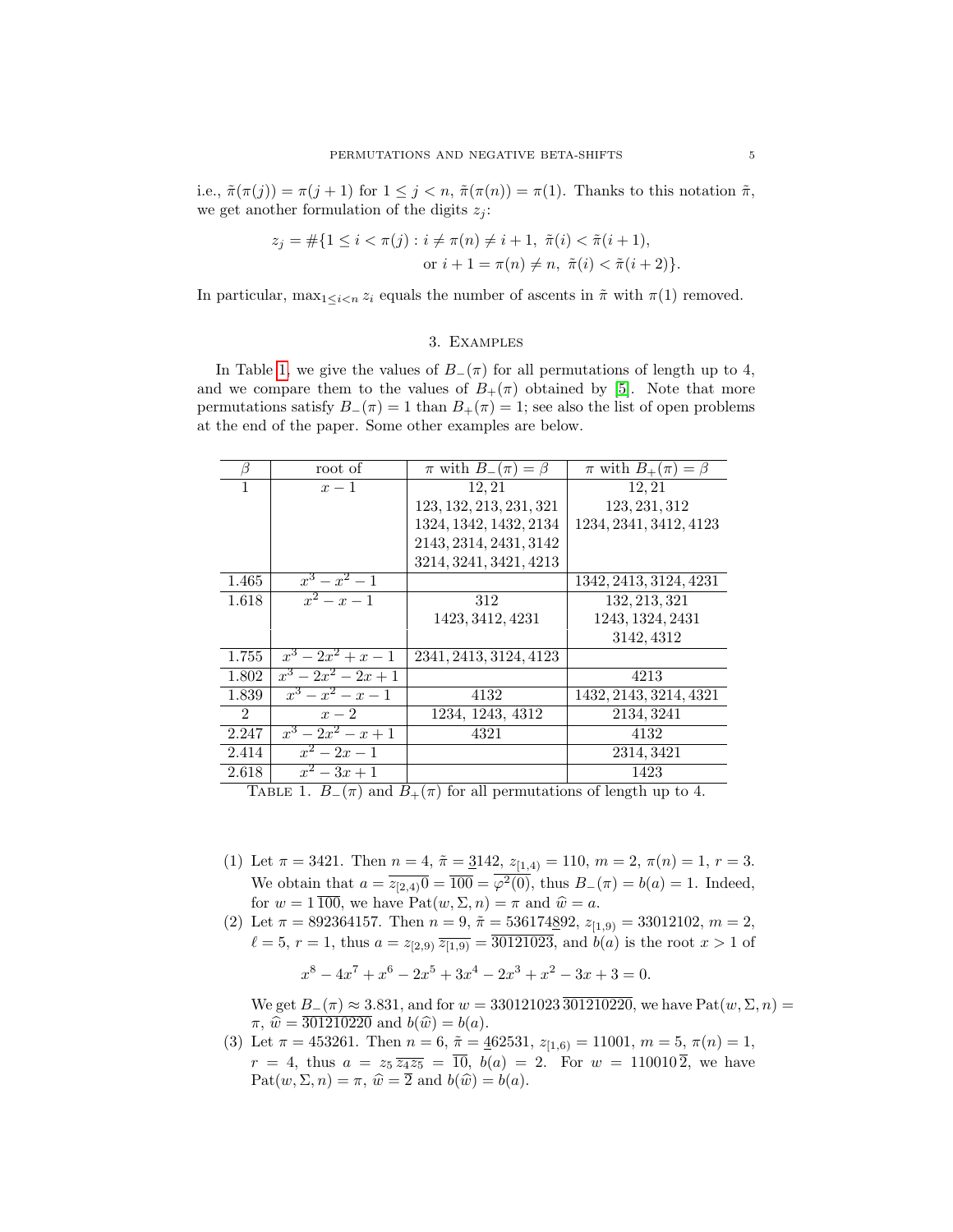i.e., $\tilde{\pi}(\pi(j)) = \pi(j+1)$ for $1 \le j < n$, $\tilde{\pi}(\pi(n)) = \pi(1)$. Thanks to this notation $\tilde{\pi}$, we get another formulation of the digits $z_j$:

$$z_j = \#\{1 \le i < \pi(j) : i \ne \pi(n) \ne i+1,\ \tilde{\pi}(i) < \tilde{\pi}(i+1),$$
$$\text{or } i+1 = \pi(n) \ne n,\ \tilde{\pi}(i) < \tilde{\pi}(i+2)\}.$$

In particular, $\max_{1 \le i < n} z_i$ equals the number of ascents in $\tilde{\pi}$ with $\pi(1)$ removed.

## 3. Examples

In Table 1, we give the values of $B_-(\pi)$ for all permutations of length up to 4, and we compare them to the values of $B_+(\pi)$ obtained by [5]. Note that more permutations satisfy $B_-(\pi) = 1$ than $B_+(\pi) = 1$; see also the list of open problems at the end of the paper. Some other examples are below.

| $\beta$ | root of | $\pi$ with $B_-(\pi) = \beta$ | $\pi$ with $B_+(\pi) = \beta$ |
|---|---|---|---|
| 1 | $x-1$ | 12, 21 | 12, 21 |
| | | 123, 132, 213, 231, 321 | 123, 231, 312 |
| | | 1324, 1342, 1432, 2134 | 1234, 2341, 3412, 4123 |
| | | 2143, 2314, 2431, 3142 | |
| | | 3214, 3241, 3421, 4213 | |
| 1.465 | $x^3-x^2-1$ | | 1342, 2413, 3124, 4231 |
| 1.618 | $x^2-x-1$ | 312 | 132, 213, 321 |
| | | 1423, 3412, 4231 | 1243, 1324, 2431 |
| | | | 3142, 4312 |
| 1.755 | $x^3-2x^2+x-1$ | 2341, 2413, 3124, 4123 | |
| 1.802 | $x^3-2x^2-2x+1$ | | 4213 |
| 1.839 | $x^3-x^2-x-1$ | 4132 | 1432, 2143, 3214, 4321 |
| 2 | $x-2$ | 1234, 1243, 4312 | 2134, 3241 |
| 2.247 | $x^3-2x^2-x+1$ | 4321 | 4132 |
| 2.414 | $x^2-2x-1$ | | 2314, 3421 |
| 2.618 | $x^2-3x+1$ | | 1423 |

Table 1. $B_-(\pi)$ and $B_+(\pi)$ for all permutations of length up to 4.

(1) Let $\pi = 3421$. Then $n = 4$, $\tilde{\pi} = \underline{3}142$, $z_{[1,4)} = 110$, $m = 2$, $\pi(n) = 1$, $r = 3$. We obtain that $a = \overline{z_{[2,4)}0} = \overline{100} = \overline{\varphi^2(0)}$, thus $B_-(\pi) = b(a) = 1$. Indeed, for $w = 1\,\overline{100}$, we have $\mathrm{Pat}(w, \Sigma, n) = \pi$ and $\widehat{w} = a$.

(2) Let $\pi = 892364157$. Then $n = 9$, $\tilde{\pi} = 536174\underline{8}92$, $z_{[1,9)} = 33012102$, $m = 2$, $\ell = 5$, $r = 1$, thus $a = z_{[2,9)}\,\overline{z_{[1,9)}} = \overline{30121023}$, and $b(a)$ is the root $x > 1$ of

$$x^8 - 4x^7 + x^6 - 2x^5 + 3x^4 - 2x^3 + x^2 - 3x + 3 = 0.$$

We get $B_-(\pi) \approx 3.831$, and for $w = 330121023\,\overline{301210220}$, we have $\mathrm{Pat}(w, \Sigma, n) = \pi$, $\widehat{w} = \overline{301210220}$ and $b(\widehat{w}) = b(a)$.

(3) Let $\pi = 453261$. Then $n = 6$, $\tilde{\pi} = \underline{4}62531$, $z_{[1,6)} = 11001$, $m = 5$, $\pi(n) = 1$, $r = 4$, thus $a = z_5\,\overline{z_4 z_5} = \overline{10}$, $b(a) = 2$. For $w = 110010\,\overline{2}$, we have $\mathrm{Pat}(w, \Sigma, n) = \pi$, $\widehat{w} = \overline{2}$ and $b(\widehat{w}) = b(a)$.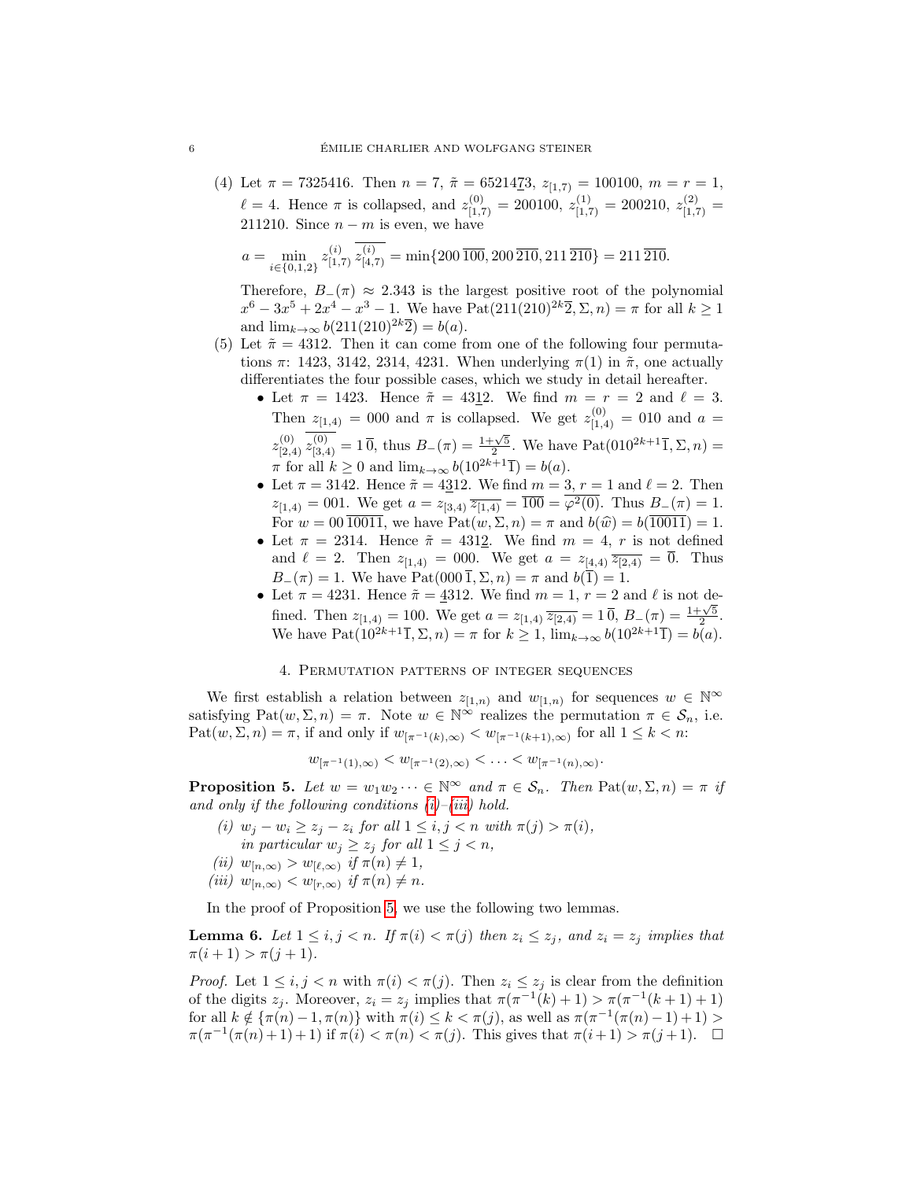(4) Let $\pi = 7325416$. Then $n = 7$, $\tilde{\pi} = 65214\underline{7}3$, $z_{[1,7)} = 100100$, $m = r = 1$, $\ell = 4$. Hence $\pi$ is collapsed, and $z^{(0)}_{[1,7)} = 200100$, $z^{(1)}_{[1,7)} = 200210$, $z^{(2)}_{[1,7)} = 211210$. Since $n - m$ is even, we have

$$a = \min_{i \in \{0,1,2\}} z^{(i)}_{[1,7)} \overline{z^{(i)}_{[4,7)}} = \min\{200\,\overline{100}, 200\,\overline{210}, 211\,\overline{210}\} = 211\,\overline{210}.$$

Therefore, $B_-(\pi) \approx 2.343$ is the largest positive root of the polynomial $x^6 - 3x^5 + 2x^4 - x^3 - 1$. We have $\mathrm{Pat}(211(210)^{2k}\overline{2}, \Sigma, n) = \pi$ for all $k \geq 1$ and $\lim_{k\to\infty} b(211(210)^{2k}\overline{2}) = b(a)$.

(5) Let $\tilde{\pi} = 4312$. Then it can come from one of the following four permutations $\pi$: 1423, 3142, 2314, 4231. When underlying $\pi(1)$ in $\tilde{\pi}$, one actually differentiates the four possible cases, which we study in detail hereafter.

- Let $\pi = 1423$. Hence $\tilde{\pi} = 43\underline{1}2$. We find $m = r = 2$ and $\ell = 3$. Then $z_{[1,4)} = 000$ and $\pi$ is collapsed. We get $z^{(0)}_{[1,4)} = 010$ and $a = z^{(0)}_{[2,4)} \overline{z^{(0)}_{[3,4)}} = 1\,\overline{0}$, thus $B_-(\pi) = \frac{1+\sqrt{5}}{2}$. We have $\mathrm{Pat}(010^{2k+1}\overline{1}, \Sigma, n) = \pi$ for all $k \geq 0$ and $\lim_{k\to\infty} b(10^{2k+1}\overline{1}) = b(a)$.
- Let $\pi = 3142$. Hence $\tilde{\pi} = 4\underline{3}12$. We find $m = 3$, $r = 1$ and $\ell = 2$. Then $z_{[1,4)} = 001$. We get $a = z_{[3,4)} \overline{z_{[1,4)}} = \overline{100} = \overline{\varphi^2(0)}$. Thus $B_-(\pi) = 1$. For $w = 00\,\overline{10011}$, we have $\mathrm{Pat}(w, \Sigma, n) = \pi$ and $b(\widehat{w}) = b(\overline{10011}) = 1$.
- Let $\pi = 2314$. Hence $\tilde{\pi} = 431\underline{2}$. We find $m = 4$, $r$ is not defined and $\ell = 2$. Then $z_{[1,4)} = 000$. We get $a = z_{[4,4)} \overline{z_{[2,4)}} = \overline{0}$. Thus $B_-(\pi) = 1$. We have $\mathrm{Pat}(000\,\overline{1}, \Sigma, n) = \pi$ and $b(\overline{1}) = 1$.
- Let $\pi = 4231$. Hence $\tilde{\pi} = \underline{4}312$. We find $m = 1$, $r = 2$ and $\ell$ is not defined. Then $z_{[1,4)} = 100$. We get $a = z_{[1,4)} \overline{z_{[2,4)}} = 1\,\overline{0}$, $B_-(\pi) = \frac{1+\sqrt{5}}{2}$. We have $\mathrm{Pat}(10^{2k+1}\overline{1}, \Sigma, n) = \pi$ for $k \geq 1$, $\lim_{k\to\infty} b(10^{2k+1}\overline{1}) = b(a)$.

## 4. Permutation patterns of integer sequences

We first establish a relation between $z_{[1,n)}$ and $w_{[1,n)}$ for sequences $w \in \mathbb{N}^\infty$ satisfying $\mathrm{Pat}(w, \Sigma, n) = \pi$. Note $w \in \mathbb{N}^\infty$ realizes the permutation $\pi \in \mathcal{S}_n$, i.e. $\mathrm{Pat}(w, \Sigma, n) = \pi$, if and only if $w_{[\pi^{-1}(k),\infty)} < w_{[\pi^{-1}(k+1),\infty)}$ for all $1 \leq k < n$:

$$w_{[\pi^{-1}(1),\infty)} < w_{[\pi^{-1}(2),\infty)} < \ldots < w_{[\pi^{-1}(n),\infty)}.$$

**Proposition 5.** *Let $w = w_1 w_2 \cdots \in \mathbb{N}^\infty$ and $\pi \in \mathcal{S}_n$. Then $\mathrm{Pat}(w, \Sigma, n) = \pi$ if and only if the following conditions (i)–(iii) hold.*

*(i) $w_j - w_i \geq z_j - z_i$ for all $1 \leq i, j < n$ with $\pi(j) > \pi(i)$, in particular $w_j \geq z_j$ for all $1 \leq j < n$,*

*(ii) $w_{[n,\infty)} > w_{[\ell,\infty)}$ if $\pi(n) \neq 1$,*

*(iii) $w_{[n,\infty)} < w_{[r,\infty)}$ if $\pi(n) \neq n$.*

In the proof of Proposition 5, we use the following two lemmas.

**Lemma 6.** *Let $1 \leq i, j < n$. If $\pi(i) < \pi(j)$ then $z_i \leq z_j$, and $z_i = z_j$ implies that $\pi(i+1) > \pi(j+1)$.*

*Proof.* Let $1 \leq i, j < n$ with $\pi(i) < \pi(j)$. Then $z_i \leq z_j$ is clear from the definition of the digits $z_j$. Moreover, $z_i = z_j$ implies that $\pi(\pi^{-1}(k)+1) > \pi(\pi^{-1}(k+1)+1)$ for all $k \notin \{\pi(n)-1, \pi(n)\}$ with $\pi(i) \leq k < \pi(j)$, as well as $\pi(\pi^{-1}(\pi(n)-1)+1) > \pi(\pi^{-1}(\pi(n)+1)+1)$ if $\pi(i) < \pi(n) < \pi(j)$. This gives that $\pi(i+1) > \pi(j+1)$. $\square$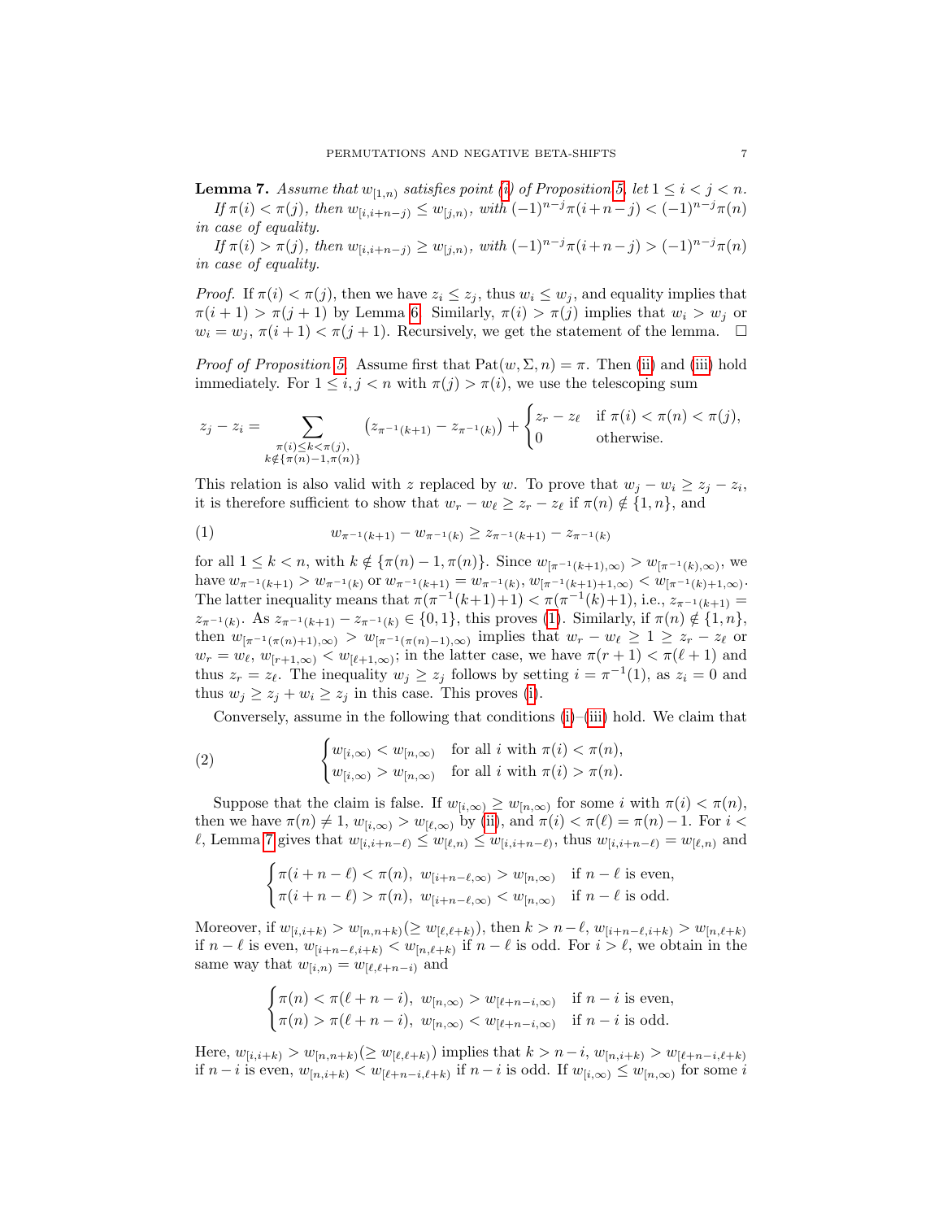**Lemma 7.** *Assume that $w_{[1,n)}$ satisfies point (i) of Proposition 5, let $1 \le i < j < n$.*

*If $\pi(i) < \pi(j)$, then $w_{[i,i+n-j)} \le w_{[j,n)}$, with $(-1)^{n-j}\pi(i+n-j) < (-1)^{n-j}\pi(n)$ in case of equality.*

*If $\pi(i) > \pi(j)$, then $w_{[i,i+n-j)} \ge w_{[j,n)}$, with $(-1)^{n-j}\pi(i+n-j) > (-1)^{n-j}\pi(n)$ in case of equality.*

*Proof.* If $\pi(i) < \pi(j)$, then we have $z_i \le z_j$, thus $w_i \le w_j$, and equality implies that $\pi(i+1) > \pi(j+1)$ by Lemma 6. Similarly, $\pi(i) > \pi(j)$ implies that $w_i > w_j$ or $w_i = w_j$, $\pi(i+1) < \pi(j+1)$. Recursively, we get the statement of the lemma. $\square$

*Proof of Proposition 5.* Assume first that $\mathrm{Pat}(w, \Sigma, n) = \pi$. Then (ii) and (iii) hold immediately. For $1 \le i, j < n$ with $\pi(j) > \pi(i)$, we use the telescoping sum

$$z_j - z_i = \sum_{\substack{\pi(i) \le k < \pi(j), \\ k \notin \{\pi(n)-1, \pi(n)\}}} \big(z_{\pi^{-1}(k+1)} - z_{\pi^{-1}(k)}\big) + \begin{cases} z_r - z_\ell & \text{if } \pi(i) < \pi(n) < \pi(j), \\ 0 & \text{otherwise.} \end{cases}$$

This relation is also valid with $z$ replaced by $w$. To prove that $w_j - w_i \ge z_j - z_i$, it is therefore sufficient to show that $w_r - w_\ell \ge z_r - z_\ell$ if $\pi(n) \notin \{1, n\}$, and

$$w_{\pi^{-1}(k+1)} - w_{\pi^{-1}(k)} \ge z_{\pi^{-1}(k+1)} - z_{\pi^{-1}(k)} \tag{1}$$

for all $1 \le k < n$, with $k \notin \{\pi(n)-1, \pi(n)\}$. Since $w_{[\pi^{-1}(k+1),\infty)} > w_{[\pi^{-1}(k),\infty)}$, we have $w_{\pi^{-1}(k+1)} > w_{\pi^{-1}(k)}$ or $w_{\pi^{-1}(k+1)} = w_{\pi^{-1}(k)}$, $w_{[\pi^{-1}(k+1)+1,\infty)} < w_{[\pi^{-1}(k)+1,\infty)}$. The latter inequality means that $\pi(\pi^{-1}(k+1)+1) < \pi(\pi^{-1}(k)+1)$, i.e., $z_{\pi^{-1}(k+1)} = z_{\pi^{-1}(k)}$. As $z_{\pi^{-1}(k+1)} - z_{\pi^{-1}(k)} \in \{0, 1\}$, this proves (1). Similarly, if $\pi(n) \notin \{1, n\}$, then $w_{[\pi^{-1}(\pi(n)+1),\infty)} > w_{[\pi^{-1}(\pi(n)-1),\infty)}$ implies that $w_r - w_\ell \ge 1 \ge z_r - z_\ell$ or $w_r = w_\ell$, $w_{[r+1,\infty)} < w_{[\ell+1,\infty)}$; in the latter case, we have $\pi(r+1) < \pi(\ell+1)$ and thus $z_r = z_\ell$. The inequality $w_j \ge z_j$ follows by setting $i = \pi^{-1}(1)$, as $z_i = 0$ and thus $w_j \ge z_j + w_i \ge z_j$ in this case. This proves (i).

Conversely, assume in the following that conditions (i)–(iii) hold. We claim that

$$\begin{cases} w_{[i,\infty)} < w_{[n,\infty)} & \text{for all } i \text{ with } \pi(i) < \pi(n), \\ w_{[i,\infty)} > w_{[n,\infty)} & \text{for all } i \text{ with } \pi(i) > \pi(n). \end{cases} \tag{2}$$

Suppose that the claim is false. If $w_{[i,\infty)} \ge w_{[n,\infty)}$ for some $i$ with $\pi(i) < \pi(n)$, then we have $\pi(n) \ne 1$, $w_{[i,\infty)} > w_{[\ell,\infty)}$ by (ii), and $\pi(i) < \pi(\ell) = \pi(n) - 1$. For $i < \ell$, Lemma 7 gives that $w_{[i,i+n-\ell)} \le w_{[\ell,n)} \le w_{[i,i+n-\ell)}$, thus $w_{[i,i+n-\ell)} = w_{[\ell,n)}$ and

$$\begin{cases} \pi(i+n-\ell) < \pi(n), \ w_{[i+n-\ell,\infty)} > w_{[n,\infty)} & \text{if } n-\ell \text{ is even}, \\ \pi(i+n-\ell) > \pi(n), \ w_{[i+n-\ell,\infty)} < w_{[n,\infty)} & \text{if } n-\ell \text{ is odd}. \end{cases}$$

Moreover, if $w_{[i,i+k)} > w_{[n,n+k)} (\ge w_{[\ell,\ell+k)})$, then $k > n-\ell$, $w_{[i+n-\ell,i+k)} > w_{[n,\ell+k)}$ if $n-\ell$ is even, $w_{[i+n-\ell,i+k)} < w_{[n,\ell+k)}$ if $n-\ell$ is odd. For $i > \ell$, we obtain in the same way that $w_{[i,n)} = w_{[\ell,\ell+n-i)}$ and

$$\begin{cases} \pi(n) < \pi(\ell+n-i), \ w_{[n,\infty)} > w_{[\ell+n-i,\infty)} & \text{if } n-i \text{ is even}, \\ \pi(n) > \pi(\ell+n-i), \ w_{[n,\infty)} < w_{[\ell+n-i,\infty)} & \text{if } n-i \text{ is odd}. \end{cases}$$

Here, $w_{[i,i+k)} > w_{[n,n+k)} (\ge w_{[\ell,\ell+k)})$ implies that $k > n-i$, $w_{[n,i+k)} > w_{[\ell+n-i,\ell+k)}$ if $n-i$ is even, $w_{[n,i+k)} < w_{[\ell+n-i,\ell+k)}$ if $n-i$ is odd. If $w_{[i,\infty)} \le w_{[n,\infty)}$ for some $i$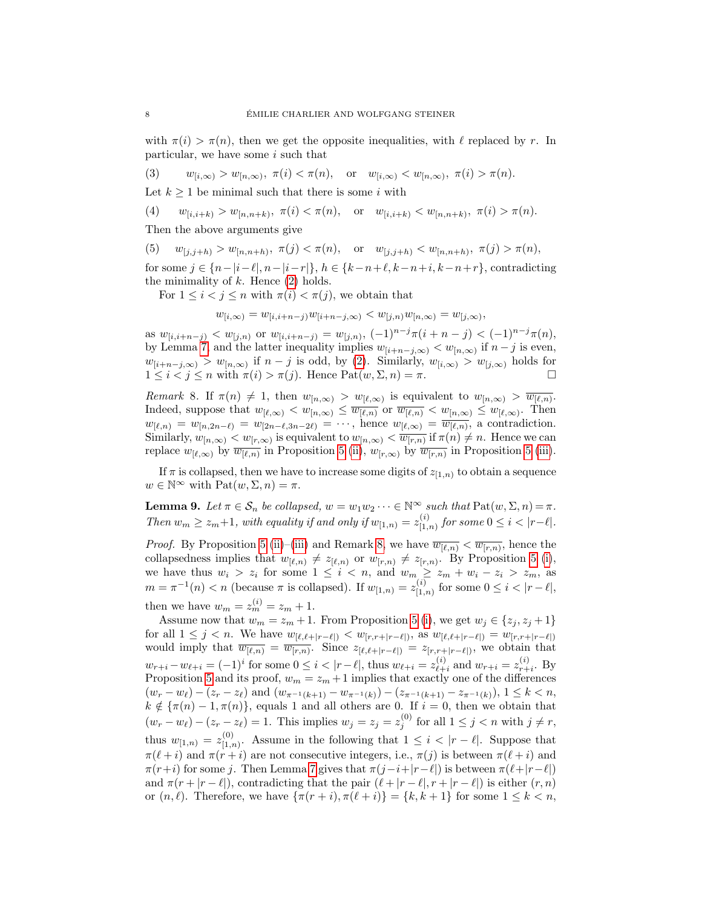with $\pi(i) > \pi(n)$, then we get the opposite inequalities, with $\ell$ replaced by $r$. In particular, we have some $i$ such that

$$(3) \qquad w_{[i,\infty)} > w_{[n,\infty)},\ \pi(i) < \pi(n), \quad \text{or} \quad w_{[i,\infty)} < w_{[n,\infty)},\ \pi(i) > \pi(n).$$

Let $k \geq 1$ be minimal such that there is some $i$ with

$$(4) \qquad w_{[i,i+k)} > w_{[n,n+k)},\ \pi(i) < \pi(n), \quad \text{or} \quad w_{[i,i+k)} < w_{[n,n+k)},\ \pi(i) > \pi(n).$$

Then the above arguments give

$$(5) \qquad w_{[j,j+h)} > w_{[n,n+h)},\ \pi(j) < \pi(n), \quad \text{or} \quad w_{[j,j+h)} < w_{[n,n+h)},\ \pi(j) > \pi(n),$$

for some $j \in \{n-|i-\ell|, n-|i-r|\}$, $h \in \{k-n+\ell, k-n+i, k-n+r\}$, contradicting the minimality of $k$. Hence (2) holds.

For $1 \leq i < j \leq n$ with $\pi(i) < \pi(j)$, we obtain that

$$w_{[i,\infty)} = w_{[i,i+n-j)} w_{[i+n-j,\infty)} < w_{[j,n)} w_{[n,\infty)} = w_{[j,\infty)},$$

as $w_{[i,i+n-j)} < w_{[j,n)}$ or $w_{[i,i+n-j)} = w_{[j,n)}$, $(-1)^{n-j}\pi(i+n-j) < (-1)^{n-j}\pi(n)$, by Lemma 7, and the latter inequality implies $w_{[i+n-j,\infty)} < w_{[n,\infty)}$ if $n-j$ is even, $w_{[i+n-j,\infty)} > w_{[n,\infty)}$ if $n-j$ is odd, by (2). Similarly, $w_{[i,\infty)} > w_{[j,\infty)}$ holds for $1 \leq i < j \leq n$ with $\pi(i) > \pi(j)$. Hence $\mathrm{Pat}(w, \Sigma, n) = \pi$. $\square$

*Remark* 8. If $\pi(n) \neq 1$, then $w_{[n,\infty)} > w_{[\ell,\infty)}$ is equivalent to $w_{[n,\infty)} > \overline{w_{[\ell,n)}}$. Indeed, suppose that $w_{[\ell,\infty)} < w_{[n,\infty)} \leq \overline{w_{[\ell,n)}}$ or $\overline{w_{[\ell,n)}} < w_{[n,\infty)} \leq w_{[\ell,\infty)}$. Then $w_{[\ell,n)} = w_{[n,2n-\ell)} = w_{[2n-\ell,3n-2\ell)} = \cdots$, hence $w_{[\ell,\infty)} = \overline{w_{[\ell,n)}}$, a contradiction. Similarly, $w_{[n,\infty)} < w_{[r,\infty)}$ is equivalent to $w_{[n,\infty)} < \overline{w_{[r,n)}}$ if $\pi(n) \neq n$. Hence we can replace $w_{[\ell,\infty)}$ by $\overline{w_{[\ell,n)}}$ in Proposition 5 (ii), $w_{[r,\infty)}$ by $\overline{w_{[r,n)}}$ in Proposition 5 (iii).

If $\pi$ is collapsed, then we have to increase some digits of $z_{[1,n)}$ to obtain a sequence $w \in \mathbb{N}^\infty$ with $\mathrm{Pat}(w, \Sigma, n) = \pi$.

**Lemma 9.** *Let $\pi \in \mathcal{S}_n$ be collapsed, $w = w_1 w_2 \cdots \in \mathbb{N}^\infty$ such that $\mathrm{Pat}(w, \Sigma, n) = \pi$. Then $w_m \geq z_m + 1$, with equality if and only if $w_{[1,n)} = z^{(i)}_{[1,n)}$ for some $0 \leq i < |r-\ell|$.*

*Proof.* By Proposition 5 (ii)–(iii) and Remark 8, we have $\overline{w_{[\ell,n)}} < \overline{w_{[r,n)}}$, hence the collapsedness implies that $w_{[\ell,n)} \neq z_{[\ell,n)}$ or $w_{[r,n)} \neq z_{[r,n)}$. By Proposition 5 (i), we have thus $w_i > z_i$ for some $1 \leq i < n$, and $w_m \geq z_m + w_i - z_i > z_m$, as $m = \pi^{-1}(n) < n$ (because $\pi$ is collapsed). If $w_{[1,n)} = z^{(i)}_{[1,n)}$ for some $0 \leq i < |r-\ell|$, then we have $w_m = z^{(i)}_m = z_m + 1$.

Assume now that $w_m = z_m + 1$. From Proposition 5 (i), we get $w_j \in \{z_j, z_j + 1\}$ for all $1 \leq j < n$. We have $w_{[\ell,\ell+|r-\ell|)} < w_{[r,r+|r-\ell|)}$, as $w_{[\ell,\ell+|r-\ell|)} = w_{[r,r+|r-\ell|)}$ would imply that $\overline{w_{[\ell,n)}} = \overline{w_{[r,n)}}$. Since $z_{[\ell,\ell+|r-\ell|)} = z_{[r,r+|r-\ell|)}$, we obtain that $w_{r+i} - w_{\ell+i} = (-1)^i$ for some $0 \leq i < |r-\ell|$, thus $w_{\ell+i} = z^{(i)}_{\ell+i}$ and $w_{r+i} = z^{(i)}_{r+i}$. By Proposition 5 and its proof, $w_m = z_m + 1$ implies that exactly one of the differences $(w_r - w_\ell) - (z_r - z_\ell)$ and $(w_{\pi^{-1}(k+1)} - w_{\pi^{-1}(k)}) - (z_{\pi^{-1}(k+1)} - z_{\pi^{-1}(k)})$, $1 \leq k < n$, $k \notin \{\pi(n)-1, \pi(n)\}$, equals 1 and all others are 0. If $i = 0$, then we obtain that $(w_r - w_\ell) - (z_r - z_\ell) = 1$. This implies $w_j = z_j = z^{(0)}_j$ for all $1 \leq j < n$ with $j \neq r$, thus $w_{[1,n)} = z^{(0)}_{[1,n)}$. Assume in the following that $1 \leq i < |r-\ell|$. Suppose that $\pi(\ell+i)$ and $\pi(r+i)$ are not consecutive integers, i.e., $\pi(j)$ is between $\pi(\ell+i)$ and $\pi(r+i)$ for some $j$. Then Lemma 7 gives that $\pi(j-i+|r-\ell|)$ is between $\pi(\ell+|r-\ell|)$ and $\pi(r+|r-\ell|)$, contradicting that the pair $(\ell+|r-\ell|, r+|r-\ell|)$ is either $(r,n)$ or $(n,\ell)$. Therefore, we have $\{\pi(r+i), \pi(\ell+i)\} = \{k, k+1\}$ for some $1 \leq k < n$,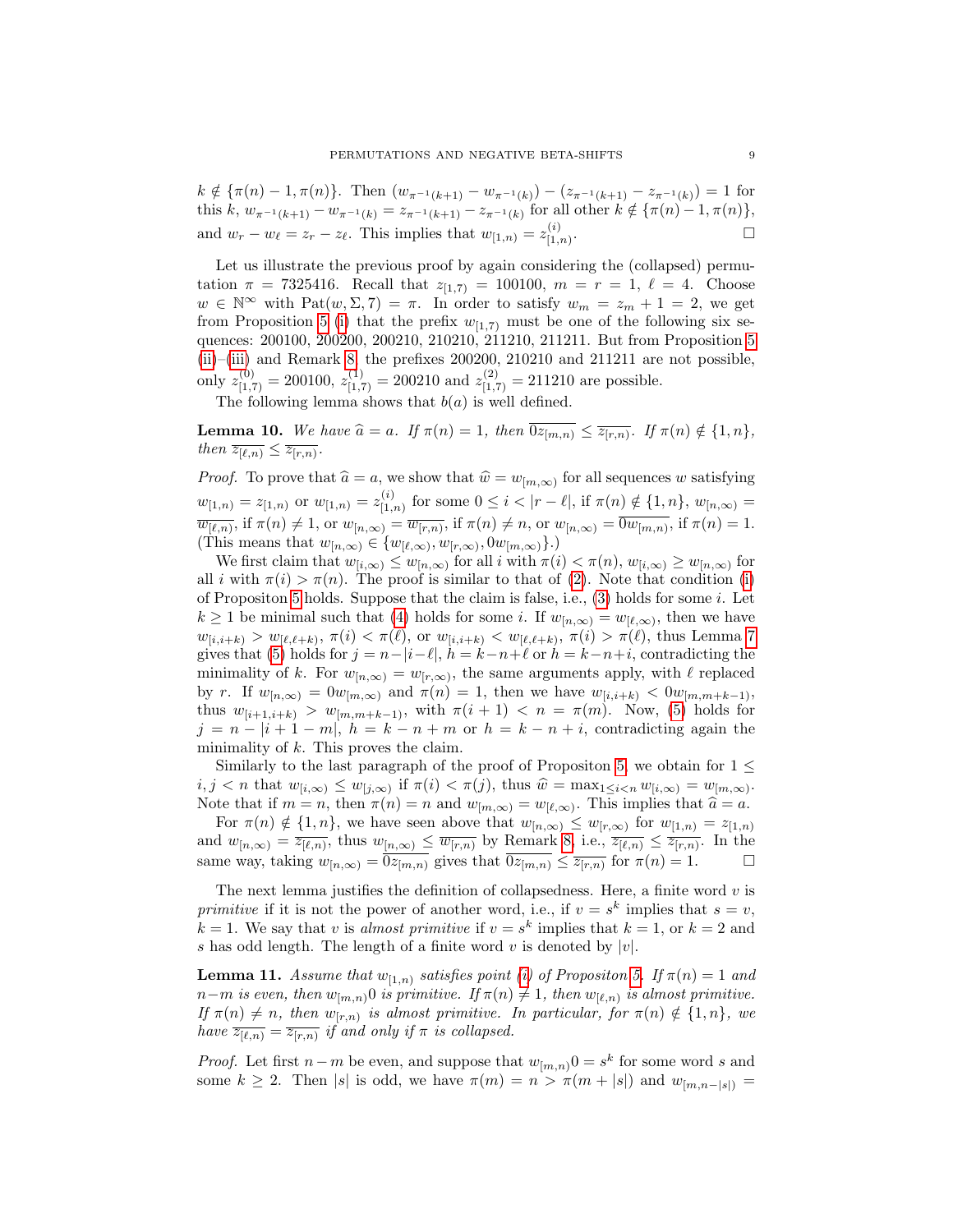$k \notin \{\pi(n)-1, \pi(n)\}$. Then $(w_{\pi^{-1}(k+1)} - w_{\pi^{-1}(k)}) - (z_{\pi^{-1}(k+1)} - z_{\pi^{-1}(k)}) = 1$ for this $k$, $w_{\pi^{-1}(k+1)} - w_{\pi^{-1}(k)} = z_{\pi^{-1}(k+1)} - z_{\pi^{-1}(k)}$ for all other $k \notin \{\pi(n)-1, \pi(n)\}$, and $w_r - w_\ell = z_r - z_\ell$. This implies that $w_{[1,n)} = z^{(i)}_{[1,n)}$. □

Let us illustrate the previous proof by again considering the (collapsed) permutation $\pi = 7325416$. Recall that $z_{[1,7)} = 100100$, $m = r = 1$, $\ell = 4$. Choose $w \in \mathbb{N}^\infty$ with $\mathrm{Pat}(w, \Sigma, 7) = \pi$. In order to satisfy $w_m = z_m + 1 = 2$, we get from Proposition 5 (i) that the prefix $w_{[1,7)}$ must be one of the following six sequences: 200100, 200200, 200210, 210210, 211210, 211211. But from Proposition 5 (ii)–(iii) and Remark 8, the prefixes 200200, 210210 and 211211 are not possible, only $z^{(0)}_{[1,7)} = 200100$, $z^{(1)}_{[1,7)} = 200210$ and $z^{(2)}_{[1,7)} = 211210$ are possible.

The following lemma shows that $b(a)$ is well defined.

**Lemma 10.** *We have $\widehat{a} = a$. If $\pi(n) = 1$, then $\overline{0z_{[m,n)}} \le \overline{z_{[r,n)}}$. If $\pi(n) \notin \{1, n\}$, then $\overline{z_{[\ell,n)}} \le \overline{z_{[r,n)}}$.*

*Proof.* To prove that $\widehat{a} = a$, we show that $\widehat{w} = w_{[m,\infty)}$ for all sequences $w$ satisfying $w_{[1,n)} = z_{[1,n)}$ or $w_{[1,n)} = z^{(i)}_{[1,n)}$ for some $0 \le i < |r - \ell|$, if $\pi(n) \notin \{1, n\}$, $w_{[n,\infty)} = \overline{w_{[\ell,n)}}$, if $\pi(n) \ne 1$, or $w_{[n,\infty)} = \overline{w_{[r,n)}}$, if $\pi(n) \ne n$, or $w_{[n,\infty)} = \overline{0w_{[m,n)}}$, if $\pi(n) = 1$. (This means that $w_{[n,\infty)} \in \{w_{[\ell,\infty)}, w_{[r,\infty)}, 0w_{[m,\infty)}\}$.)

We first claim that $w_{[i,\infty)} \le w_{[n,\infty)}$ for all $i$ with $\pi(i) < \pi(n)$, $w_{[i,\infty)} \ge w_{[n,\infty)}$ for all $i$ with $\pi(i) > \pi(n)$. The proof is similar to that of (2). Note that condition (i) of Propositon 5 holds. Suppose that the claim is false, i.e., (3) holds for some $i$. Let $k \ge 1$ be minimal such that (4) holds for some $i$. If $w_{[n,\infty)} = w_{[\ell,\infty)}$, then we have $w_{[i,i+k)} > w_{[\ell,\ell+k)}$, $\pi(i) < \pi(\ell)$, or $w_{[i,i+k)} < w_{[\ell,\ell+k)}$, $\pi(i) > \pi(\ell)$, thus Lemma 7 gives that (5) holds for $j = n - |i - \ell|$, $h = k - n + \ell$ or $h = k - n + i$, contradicting the minimality of $k$. For $w_{[n,\infty)} = w_{[r,\infty)}$, the same arguments apply, with $\ell$ replaced by $r$. If $w_{[n,\infty)} = 0w_{[m,\infty)}$ and $\pi(n) = 1$, then we have $w_{[i,i+k)} < 0w_{[m,m+k-1)}$, thus $w_{[i+1,i+k)} > w_{[m,m+k-1)}$, with $\pi(i+1) < n = \pi(m)$. Now, (5) holds for $j = n - |i + 1 - m|$, $h = k - n + m$ or $h = k - n + i$, contradicting again the minimality of $k$. This proves the claim.

Similarly to the last paragraph of the proof of Propositon 5, we obtain for $1 \le i, j < n$ that $w_{[i,\infty)} \le w_{[j,\infty)}$ if $\pi(i) < \pi(j)$, thus $\widehat{w} = \max_{1 \le i < n} w_{[i,\infty)} = w_{[m,\infty)}$. Note that if $m = n$, then $\pi(n) = n$ and $w_{[m,\infty)} = w_{[\ell,\infty)}$. This implies that $\widehat{a} = a$.

For $\pi(n) \notin \{1, n\}$, we have seen above that $w_{[n,\infty)} \le w_{[r,\infty)}$ for $w_{[1,n)} = z_{[1,n)}$ and $w_{[n,\infty)} = \overline{z_{[\ell,n)}}$, thus $w_{[n,\infty)} \le \overline{w_{[r,n)}}$ by Remark 8, i.e., $\overline{z_{[\ell,n)}} \le \overline{z_{[r,n)}}$. In the same way, taking $w_{[n,\infty)} = \overline{0z_{[m,n)}}$ gives that $\overline{0z_{[m,n)}} \le \overline{z_{[r,n)}}$ for $\pi(n) = 1$. □

The next lemma justifies the definition of collapsedness. Here, a finite word $v$ is *primitive* if it is not the power of another word, i.e., if $v = s^k$ implies that $s = v$, $k = 1$. We say that $v$ is *almost primitive* if $v = s^k$ implies that $k = 1$, or $k = 2$ and $s$ has odd length. The length of a finite word $v$ is denoted by $|v|$.

**Lemma 11.** *Assume that $w_{[1,n)}$ satisfies point (i) of Propositon 5. If $\pi(n) = 1$ and $n - m$ is even, then $w_{[m,n)}0$ is primitive. If $\pi(n) \ne 1$, then $w_{[\ell,n)}$ is almost primitive. If $\pi(n) \ne n$, then $w_{[r,n)}$ is almost primitive. In particular, for $\pi(n) \notin \{1, n\}$, we have $\overline{z_{[\ell,n)}} = \overline{z_{[r,n)}}$ if and only if $\pi$ is collapsed.*

*Proof.* Let first $n - m$ be even, and suppose that $w_{[m,n)}0 = s^k$ for some word $s$ and some $k \ge 2$. Then $|s|$ is odd, we have $\pi(m) = n > \pi(m + |s|)$ and $w_{[m,n-|s|)} =$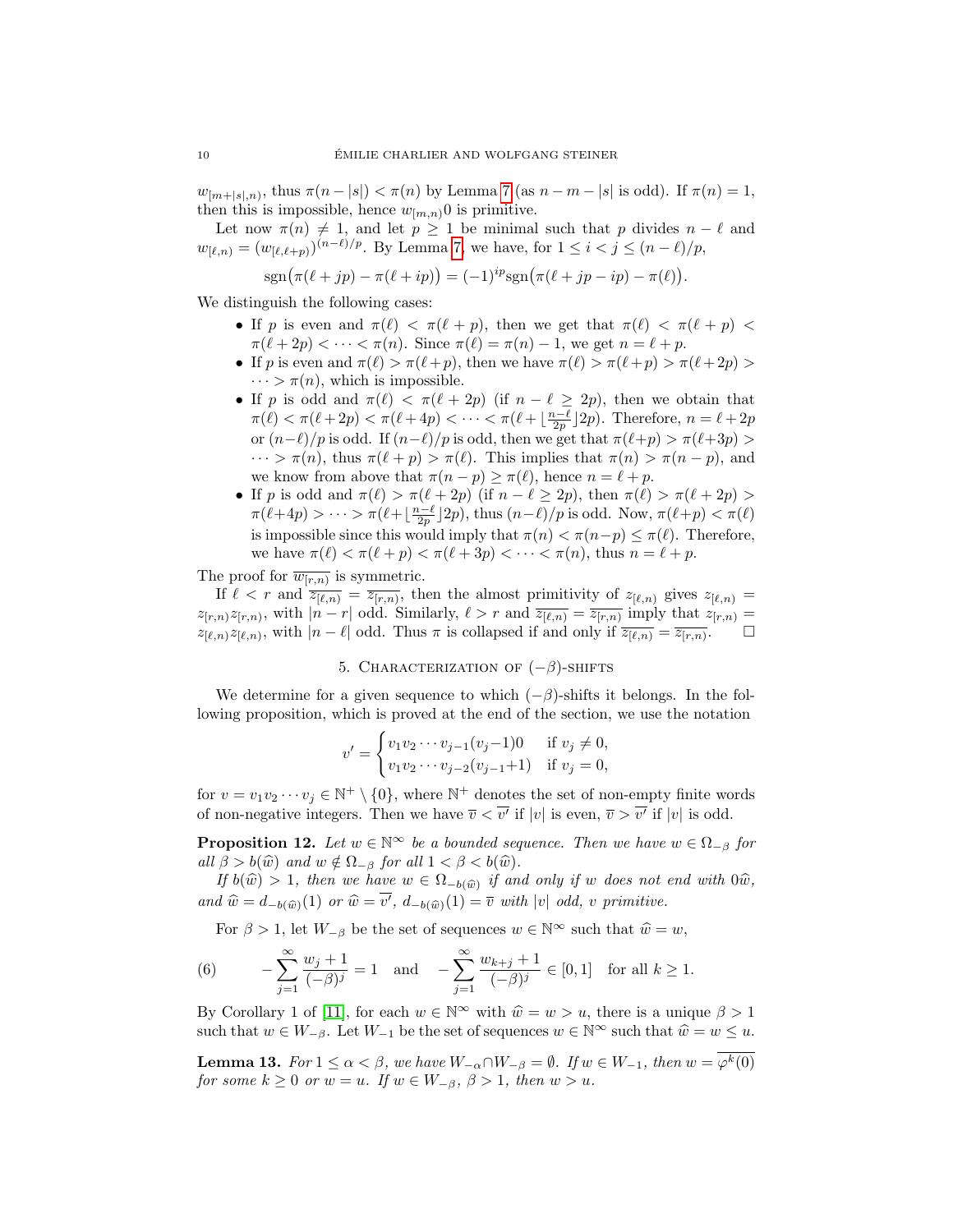$w_{[m+|s|,n)}$, thus $\pi(n-|s|) < \pi(n)$ by Lemma 7 (as $n-m-|s|$ is odd). If $\pi(n)=1$, then this is impossible, hence $w_{[m,n)}0$ is primitive.

Let now $\pi(n) \neq 1$, and let $p \geq 1$ be minimal such that $p$ divides $n-\ell$ and $w_{[\ell,n)} = (w_{[\ell,\ell+p)})^{(n-\ell)/p}$. By Lemma 7, we have, for $1 \leq i < j \leq (n-\ell)/p$,

$$\mathrm{sgn}\big(\pi(\ell+jp) - \pi(\ell+ip)\big) = (-1)^{ip}\mathrm{sgn}\big(\pi(\ell+jp-ip) - \pi(\ell)\big).$$

We distinguish the following cases:

- If $p$ is even and $\pi(\ell) < \pi(\ell+p)$, then we get that $\pi(\ell) < \pi(\ell+p) < \pi(\ell+2p) < \cdots < \pi(n)$. Since $\pi(\ell) = \pi(n)-1$, we get $n = \ell+p$.
- If $p$ is even and $\pi(\ell) > \pi(\ell+p)$, then we have $\pi(\ell) > \pi(\ell+p) > \pi(\ell+2p) > \cdots > \pi(n)$, which is impossible.
- If $p$ is odd and $\pi(\ell) < \pi(\ell+2p)$ (if $n-\ell \geq 2p$), then we obtain that $\pi(\ell) < \pi(\ell+2p) < \pi(\ell+4p) < \cdots < \pi(\ell+\lfloor\frac{n-\ell}{2p}\rfloor 2p)$. Therefore, $n=\ell+2p$ or $(n-\ell)/p$ is odd. If $(n-\ell)/p$ is odd, then we get that $\pi(\ell+p) > \pi(\ell+3p) > \cdots > \pi(n)$, thus $\pi(\ell+p) > \pi(\ell)$. This implies that $\pi(n) > \pi(n-p)$, and we know from above that $\pi(n-p) \geq \pi(\ell)$, hence $n = \ell+p$.
- If $p$ is odd and $\pi(\ell) > \pi(\ell+2p)$ (if $n-\ell \geq 2p$), then $\pi(\ell) > \pi(\ell+2p) > \pi(\ell+4p) > \cdots > \pi(\ell+\lfloor\frac{n-\ell}{2p}\rfloor 2p)$, thus $(n-\ell)/p$ is odd. Now, $\pi(\ell+p) < \pi(\ell)$ is impossible since this would imply that $\pi(n) < \pi(n-p) \leq \pi(\ell)$. Therefore, we have $\pi(\ell) < \pi(\ell+p) < \pi(\ell+3p) < \cdots < \pi(n)$, thus $n = \ell+p$.

The proof for $\overline{w_{[r,n)}}$ is symmetric.

If $\ell < r$ and $\overline{z_{[\ell,n)}} = \overline{z_{[r,n)}}$, then the almost primitivity of $z_{[\ell,n)}$ gives $z_{[\ell,n)} = z_{[r,n)}z_{[r,n)}$, with $|n-r|$ odd. Similarly, $\ell > r$ and $\overline{z_{[\ell,n)}} = \overline{z_{[r,n)}}$ imply that $z_{[r,n)} = z_{[\ell,n)}z_{[\ell,n)}$, with $|n-\ell|$ odd. Thus $\pi$ is collapsed if and only if $\overline{z_{[\ell,n)}} = \overline{z_{[r,n)}}$. □

## 5. Characterization of $(-\beta)$-shifts

We determine for a given sequence to which $(-\beta)$-shifts it belongs. In the following proposition, which is proved at the end of the section, we use the notation

$$v' = \begin{cases} v_1v_2\cdots v_{j-1}(v_j{-}1)0 & \text{if } v_j \neq 0,\\ v_1v_2\cdots v_{j-2}(v_{j-1}{+}1) & \text{if } v_j = 0,\end{cases}$$

for $v = v_1v_2\cdots v_j \in \mathbb{N}^+ \setminus \{0\}$, where $\mathbb{N}^+$ denotes the set of non-empty finite words of non-negative integers. Then we have $\overline{v} < \overline{v'}$ if $|v|$ is even, $\overline{v} > \overline{v'}$ if $|v|$ is odd.

**Proposition 12.** *Let $w \in \mathbb{N}^\infty$ be a bounded sequence. Then we have $w \in \Omega_{-\beta}$ for all $\beta > b(\widehat{w})$ and $w \notin \Omega_{-\beta}$ for all $1 < \beta < b(\widehat{w})$.*

*If $b(\widehat{w}) > 1$, then we have $w \in \Omega_{-b(\widehat{w})}$ if and only if $w$ does not end with $0\widehat{w}$, and $\widehat{w} = d_{-b(\widehat{w})}(1)$ or $\widehat{w} = \overline{v'}$, $d_{-b(\widehat{w})}(1) = \overline{v}$ with $|v|$ odd, $v$ primitive.*

For $\beta > 1$, let $W_{-\beta}$ be the set of sequences $w \in \mathbb{N}^\infty$ such that $\widehat{w} = w$,

$$-\sum_{j=1}^\infty \frac{w_j+1}{(-\beta)^j} = 1 \quad\text{and}\quad -\sum_{j=1}^\infty \frac{w_{k+j}+1}{(-\beta)^j} \in [0,1] \quad \text{for all } k \geq 1. \tag{6}$$

By Corollary 1 of [11], for each $w \in \mathbb{N}^\infty$ with $\widehat{w} = w > u$, there is a unique $\beta > 1$ such that $w \in W_{-\beta}$. Let $W_{-1}$ be the set of sequences $w \in \mathbb{N}^\infty$ such that $\widehat{w} = w \leq u$.

**Lemma 13.** *For $1 \leq \alpha < \beta$, we have $W_{-\alpha} \cap W_{-\beta} = \emptyset$. If $w \in W_{-1}$, then $w = \overline{\varphi^k(0)}$ for some $k \geq 0$ or $w = u$. If $w \in W_{-\beta}$, $\beta > 1$, then $w > u$.*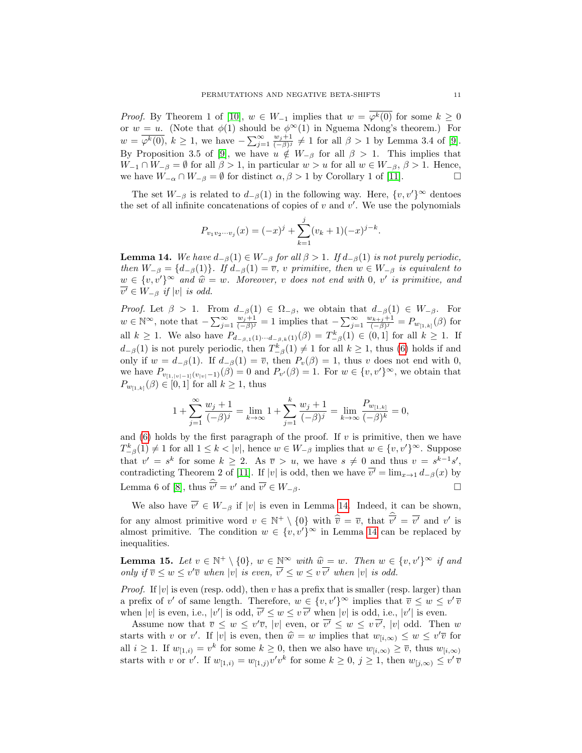*Proof.* By Theorem 1 of [10], $w \in W_{-1}$ implies that $w = \overline{\varphi^k(0)}$ for some $k \geq 0$ or $w = u$. (Note that $\phi(1)$ should be $\phi^\infty(1)$ in Nguema Ndong's theorem.) For $w = \overline{\varphi^k(0)}$, $k \geq 1$, we have $-\sum_{j=1}^\infty \frac{w_j+1}{(-\beta)^j} \neq 1$ for all $\beta > 1$ by Lemma 3.4 of [9]. By Proposition 3.5 of [9], we have $u \notin W_{-\beta}$ for all $\beta > 1$. This implies that $W_{-1} \cap W_{-\beta} = \emptyset$ for all $\beta > 1$, in particular $w > u$ for all $w \in W_{-\beta}$, $\beta > 1$. Hence, we have $W_{-\alpha} \cap W_{-\beta} = \emptyset$ for distinct $\alpha, \beta > 1$ by Corollary 1 of [11]. □

The set $W_{-\beta}$ is related to $d_{-\beta}(1)$ in the following way. Here, $\{v, v'\}^\infty$ dentoes the set of all infinite concatenations of copies of $v$ and $v'$. We use the polynomials

$$P_{v_1 v_2 \cdots v_j}(x) = (-x)^j + \sum_{k=1}^{j} (v_k + 1)(-x)^{j-k}.$$

**Lemma 14.** *We have $d_{-\beta}(1) \in W_{-\beta}$ for all $\beta > 1$. If $d_{-\beta}(1)$ is not purely periodic, then $W_{-\beta} = \{d_{-\beta}(1)\}$. If $d_{-\beta}(1) = \overline{v}$, $v$ primitive, then $w \in W_{-\beta}$ is equivalent to $w \in \{v, v'\}^\infty$ and $\widehat{w} = w$. Moreover, $v$ does not end with $0$, $v'$ is primitive, and $\overline{v'} \in W_{-\beta}$ if $|v|$ is odd.*

*Proof.* Let $\beta > 1$. From $d_{-\beta}(1) \in \Omega_{-\beta}$, we obtain that $d_{-\beta}(1) \in W_{-\beta}$. For $w \in \mathbb{N}^\infty$, note that $-\sum_{j=1}^\infty \frac{w_j+1}{(-\beta)^j} = 1$ implies that $-\sum_{j=1}^\infty \frac{w_{k+j}+1}{(-\beta)^j} = P_{w_{[1,k]}}(\beta)$ for all $k \geq 1$. We also have $P_{d_{-\beta,1}(1) \cdots d_{-\beta,k}(1)}(\beta) = T_{-\beta}^k(1) \in (0, 1]$ for all $k \geq 1$. If $d_{-\beta}(1)$ is not purely periodic, then $T_{-\beta}^k(1) \neq 1$ for all $k \geq 1$, thus (6) holds if and only if $w = d_{-\beta}(1)$. If $d_{-\beta}(1) = \overline{v}$, then $P_v(\beta) = 1$, thus $v$ does not end with $0$, we have $P_{v_{[1,|v|-1]}(v_{|v|}-1)}(\beta) = 0$ and $P_{v'}(\beta) = 1$. For $w \in \{v, v'\}^\infty$, we obtain that $P_{w_{[1,k]}}(\beta) \in [0, 1]$ for all $k \geq 1$, thus

$$1 + \sum_{j=1}^{\infty} \frac{w_j + 1}{(-\beta)^j} = \lim_{k \to \infty} 1 + \sum_{j=1}^{k} \frac{w_j + 1}{(-\beta)^j} = \lim_{k \to \infty} \frac{P_{w_{[1,k]}}}{(-\beta)^k} = 0,$$

and (6) holds by the first paragraph of the proof. If $v$ is primitive, then we have $T_{-\beta}^k(1) \neq 1$ for all $1 \leq k < |v|$, hence $w \in W_{-\beta}$ implies that $w \in \{v, v'\}^\infty$. Suppose that $v' = s^k$ for some $k \geq 2$. As $\overline{v} > u$, we have $s \neq 0$ and thus $v = s^{k-1}s'$, contradicting Theorem 2 of [11]. If $|v|$ is odd, then we have $\overline{v'} = \lim_{x \to 1} d_{-\beta}(x)$ by Lemma 6 of [8], thus $\widehat{\overline{v'}} = v'$ and $\overline{v'} \in W_{-\beta}$. □

We also have $\overline{v'} \in W_{-\beta}$ if $|v|$ is even in Lemma 14. Indeed, it can be shown, for any almost primitive word $v \in \mathbb{N}^+ \setminus \{0\}$ with $\widehat{\overline{v}} = \overline{v}$, that $\widehat{\overline{v'}} = \overline{v'}$ and $v'$ is almost primitive. The condition $w \in \{v, v'\}^\infty$ in Lemma 14 can be replaced by inequalities.

**Lemma 15.** *Let $v \in \mathbb{N}^+ \setminus \{0\}$, $w \in \mathbb{N}^\infty$ with $\widehat{w} = w$. Then $w \in \{v, v'\}^\infty$ if and only if $\overline{v} \leq w \leq v'\overline{v}$ when $|v|$ is even, $\overline{v'} \leq w \leq v\,\overline{v'}$ when $|v|$ is odd.*

*Proof.* If $|v|$ is even (resp. odd), then $v$ has a prefix that is smaller (resp. larger) than a prefix of $v'$ of same length. Therefore, $w \in \{v, v'\}^\infty$ implies that $\overline{v} \leq w \leq v'\,\overline{v}$ when $|v|$ is even, i.e., $|v'|$ is odd, $\overline{v'} \leq w \leq v\,\overline{v'}$ when $|v|$ is odd, i.e., $|v'|$ is even.

Assume now that $\overline{v} \leq w \leq v'\overline{v}$, $|v|$ even, or $\overline{v'} \leq w \leq v\,\overline{v'}$, $|v|$ odd. Then $w$ starts with $v$ or $v'$. If $|v|$ is even, then $\widehat{w} = w$ implies that $w_{[i,\infty)} \leq w \leq v'\overline{v}$ for all $i \geq 1$. If $w_{[1,i)} = v^k$ for some $k \geq 0$, then we also have $w_{[i,\infty)} \geq \overline{v}$, thus $w_{[i,\infty)}$ starts with $v$ or $v'$. If $w_{[1,i)} = w_{[1,j)}v'v^k$ for some $k \geq 0$, $j \geq 1$, then $w_{[j,\infty)} \leq v'\,\overline{v}$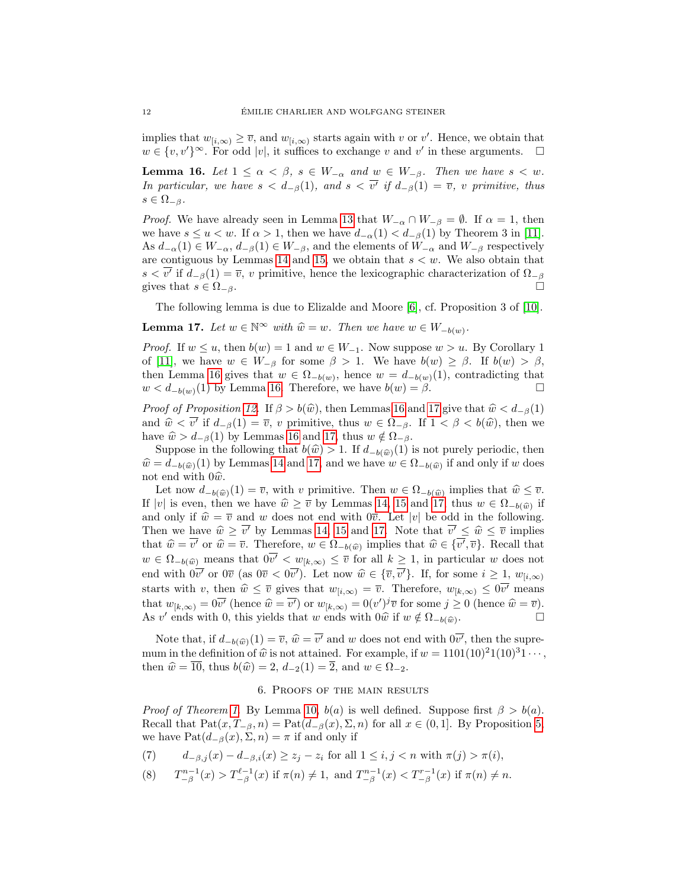implies that $w_{[i,\infty)} \ge \overline{v}$, and $w_{[i,\infty)}$ starts again with $v$ or $v'$. Hence, we obtain that $w \in \{v, v'\}^\infty$. For odd $|v|$, it suffices to exchange $v$ and $v'$ in these arguments. □

**Lemma 16.** *Let $1 \le \alpha < \beta$, $s \in W_{-\alpha}$ and $w \in W_{-\beta}$. Then we have $s < w$. In particular, we have $s < d_{-\beta}(1)$, and $s < \overline{v'}$ if $d_{-\beta}(1) = \overline{v}$, $v$ primitive, thus $s \in \Omega_{-\beta}$.*

*Proof.* We have already seen in Lemma 13 that $W_{-\alpha} \cap W_{-\beta} = \emptyset$. If $\alpha = 1$, then we have $s \le u < w$. If $\alpha > 1$, then we have $d_{-\alpha}(1) < d_{-\beta}(1)$ by Theorem 3 in [11]. As $d_{-\alpha}(1) \in W_{-\alpha}$, $d_{-\beta}(1) \in W_{-\beta}$, and the elements of $W_{-\alpha}$ and $W_{-\beta}$ respectively are contiguous by Lemmas 14 and 15, we obtain that $s < w$. We also obtain that $s < \overline{v'}$ if $d_{-\beta}(1) = \overline{v}$, $v$ primitive, hence the lexicographic characterization of $\Omega_{-\beta}$ gives that $s \in \Omega_{-\beta}$. □

The following lemma is due to Elizalde and Moore [6], cf. Proposition 3 of [10].

**Lemma 17.** *Let $w \in \mathbb{N}^\infty$ with $\widehat{w} = w$. Then we have $w \in W_{-b(w)}$.*

*Proof.* If $w \le u$, then $b(w) = 1$ and $w \in W_{-1}$. Now suppose $w > u$. By Corollary 1 of [11], we have $w \in W_{-\beta}$ for some $\beta > 1$. We have $b(w) \ge \beta$. If $b(w) > \beta$, then Lemma 16 gives that $w \in \Omega_{-b(w)}$, hence $w = d_{-b(w)}(1)$, contradicting that $w < d_{-b(w)}(1)$ by Lemma 16. Therefore, we have $b(w) = \beta$. □

*Proof of Proposition 12.* If $\beta > b(\widehat{w})$, then Lemmas 16 and 17 give that $\widehat{w} < d_{-\beta}(1)$ and $\widehat{w} < \overline{v'}$ if $d_{-\beta}(1) = \overline{v}$, $v$ primitive, thus $w \in \Omega_{-\beta}$. If $1 < \beta < b(\widehat{w})$, then we have $\widehat{w} > d_{-\beta}(1)$ by Lemmas 16 and 17, thus $w \notin \Omega_{-\beta}$.

Suppose in the following that $b(\widehat{w}) > 1$. If $d_{-b(\widehat{w})}(1)$ is not purely periodic, then $\widehat{w} = d_{-b(\widehat{w})}(1)$ by Lemmas 14 and 17, and we have $w \in \Omega_{-b(\widehat{w})}$ if and only if $w$ does not end with $0\widehat{w}$.

Let now $d_{-b(\widehat{w})}(1) = \overline{v}$, with $v$ primitive. Then $w \in \Omega_{-b(\widehat{w})}$ implies that $\widehat{w} \le \overline{v}$. If $|v|$ is even, then we have $\widehat{w} \ge \overline{v}$ by Lemmas 14, 15 and 17, thus $w \in \Omega_{-b(\widehat{w})}$ if and only if $\widehat{w} = \overline{v}$ and $w$ does not end with $0\overline{v}$. Let $|v|$ be odd in the following. Then we have $\widehat{w} \ge \overline{v'}$ by Lemmas 14, 15 and 17. Note that $\overline{v'} \le \widehat{w} \le \overline{v}$ implies that $\widehat{w} = \overline{v'}$ or $\widehat{w} = \overline{v}$. Therefore, $w \in \Omega_{-b(\widehat{w})}$ implies that $\widehat{w} \in \{\overline{v'}, \overline{v}\}$. Recall that $w \in \Omega_{-b(\widehat{w})}$ means that $0\overline{v'} < w_{[k,\infty)} \le \overline{v}$ for all $k \ge 1$, in particular $w$ does not end with $0\overline{v'}$ or $0\overline{v}$ (as $0\overline{v} < 0\overline{v'}$). Let now $\widehat{w} \in \{\overline{v}, \overline{v'}\}$. If, for some $i \ge 1$, $w_{[i,\infty)}$ starts with $v$, then $\widehat{w} \le \overline{v}$ gives that $w_{[i,\infty)} = \overline{v}$. Therefore, $w_{[k,\infty)} \le 0\overline{v'}$ means that $w_{[k,\infty)} = 0\overline{v'}$ (hence $\widehat{w} = \overline{v'}$) or $w_{[k,\infty)} = 0(v')^j\overline{v}$ for some $j \ge 0$ (hence $\widehat{w} = \overline{v}$). As $v'$ ends with 0, this yields that $w$ ends with $0\widehat{w}$ if $w \notin \Omega_{-b(\widehat{w})}$. □

Note that, if $d_{-b(\widehat{w})}(1) = \overline{v}$, $\widehat{w} = \overline{v'}$ and $w$ does not end with $0\overline{v'}$, then the supremum in the definition of $\widehat{w}$ is not attained. For example, if $w = 1101(10)^2 1(10)^3 1\cdots$, then $\widehat{w} = \overline{10}$, thus $b(\widehat{w}) = 2$, $d_{-2}(1) = \overline{2}$, and $w \in \Omega_{-2}$.

## 6. Proofs of the main results

*Proof of Theorem 1.* By Lemma 10, $b(a)$ is well defined. Suppose first $\beta > b(a)$. Recall that $\mathrm{Pat}(x, T_{-\beta}, n) = \mathrm{Pat}(d_{-\beta}(x), \Sigma, n)$ for all $x \in (0, 1]$. By Proposition 5, we have $\mathrm{Pat}(d_{-\beta}(x), \Sigma, n) = \pi$ if and only if

$$(7) \qquad d_{-\beta,j}(x) - d_{-\beta,i}(x) \ge z_j - z_i \text{ for all } 1 \le i, j < n \text{ with } \pi(j) > \pi(i),$$

$$(8) \qquad T^{n-1}_{-\beta}(x) > T^{\ell-1}_{-\beta}(x) \text{ if } \pi(n) \ne 1, \text{ and } T^{n-1}_{-\beta}(x) < T^{r-1}_{-\beta}(x) \text{ if } \pi(n) \ne n.$$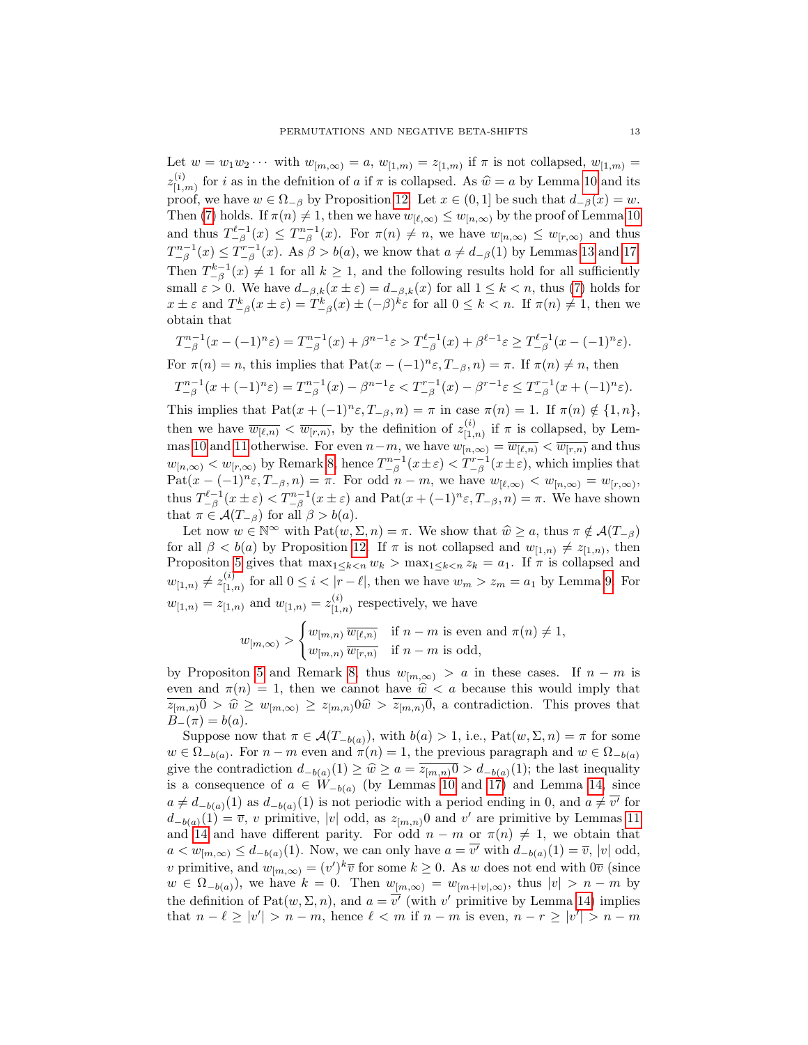Let $w = w_1 w_2 \cdots$ with $w_{[m,\infty)} = a$, $w_{[1,m)} = z_{[1,m)}$ if $\pi$ is not collapsed, $w_{[1,m)} = z^{(i)}_{[1,m)}$ for $i$ as in the defintion of $a$ if $\pi$ is collapsed. As $\widehat{w} = a$ by Lemma 10 and its proof, we have $w \in \Omega_{-\beta}$ by Proposition 12. Let $x \in (0,1]$ be such that $d_{-\beta}(x) = w$. Then (7) holds. If $\pi(n) \neq 1$, then we have $w_{[\ell,\infty)} \leq w_{[n,\infty)}$ by the proof of Lemma 10 and thus $T^{\ell-1}_{-\beta}(x) \leq T^{n-1}_{-\beta}(x)$. For $\pi(n) \neq n$, we have $w_{[n,\infty)} \leq w_{[r,\infty)}$ and thus $T^{n-1}_{-\beta}(x) \leq T^{r-1}_{-\beta}(x)$. As $\beta > b(a)$, we know that $a \neq d_{-\beta}(1)$ by Lemmas 13 and 17. Then $T^{k-1}_{-\beta}(x) \neq 1$ for all $k \geq 1$, and the following results hold for all sufficiently small $\varepsilon > 0$. We have $d_{-\beta,k}(x \pm \varepsilon) = d_{-\beta,k}(x)$ for all $1 \leq k < n$, thus (7) holds for $x \pm \varepsilon$ and $T^k_{-\beta}(x \pm \varepsilon) = T^k_{-\beta}(x) \pm (-\beta)^k \varepsilon$ for all $0 \leq k < n$. If $\pi(n) \neq 1$, then we obtain that

$$T^{n-1}_{-\beta}(x - (-1)^n \varepsilon) = T^{n-1}_{-\beta}(x) + \beta^{n-1}\varepsilon > T^{\ell-1}_{-\beta}(x) + \beta^{\ell-1}\varepsilon \geq T^{\ell-1}_{-\beta}(x - (-1)^n \varepsilon).$$

For $\pi(n) = n$, this implies that $\mathrm{Pat}(x - (-1)^n \varepsilon, T_{-\beta}, n) = \pi$. If $\pi(n) \neq n$, then

$$T^{n-1}_{-\beta}(x + (-1)^n \varepsilon) = T^{n-1}_{-\beta}(x) - \beta^{n-1}\varepsilon < T^{r-1}_{-\beta}(x) - \beta^{r-1}\varepsilon \leq T^{r-1}_{-\beta}(x + (-1)^n \varepsilon).$$

This implies that $\mathrm{Pat}(x + (-1)^n \varepsilon, T_{-\beta}, n) = \pi$ in case $\pi(n) = 1$. If $\pi(n) \notin \{1, n\}$, then we have $\overline{w_{[\ell,n)}} < \overline{w_{[r,n)}}$, by the definition of $z^{(i)}_{[1,n)}$ if $\pi$ is collapsed, by Lemmas 10 and 11 otherwise. For even $n-m$, we have $w_{[n,\infty)} = \overline{w_{[\ell,n)}} < \overline{w_{[r,n)}}$ and thus $w_{[n,\infty)} < w_{[r,\infty)}$ by Remark 8, hence $T^{n-1}_{-\beta}(x \pm \varepsilon) < T^{r-1}_{-\beta}(x \pm \varepsilon)$, which implies that $\mathrm{Pat}(x - (-1)^n \varepsilon, T_{-\beta}, n) = \pi$. For odd $n - m$, we have $w_{[\ell,\infty)} < w_{[n,\infty)} = w_{[r,\infty)}$, thus $T^{\ell-1}_{-\beta}(x \pm \varepsilon) < T^{n-1}_{-\beta}(x \pm \varepsilon)$ and $\mathrm{Pat}(x + (-1)^n \varepsilon, T_{-\beta}, n) = \pi$. We have shown that $\pi \in \mathcal{A}(T_{-\beta})$ for all $\beta > b(a)$.

Let now $w \in \mathbb{N}^\infty$ with $\mathrm{Pat}(w, \Sigma, n) = \pi$. We show that $\widehat{w} \geq a$, thus $\pi \notin \mathcal{A}(T_{-\beta})$ for all $\beta < b(a)$ by Proposition 12. If $\pi$ is not collapsed and $w_{[1,n)} \neq z_{[1,n)}$, then Propositon 5 gives that $\max_{1 \leq k < n} w_k > \max_{1 \leq k < n} z_k = a_1$. If $\pi$ is collapsed and $w_{[1,n)} \neq z^{(i)}_{[1,n)}$ for all $0 \leq i < |r - \ell|$, then we have $w_m > z_m = a_1$ by Lemma 9. For $w_{[1,n)} = z_{[1,n)}$ and $w_{[1,n)} = z^{(i)}_{[1,n)}$ respectively, we have

$$w_{[m,\infty)} > \begin{cases} w_{[m,n)}\, \overline{w_{[\ell,n)}} & \text{if } n - m \text{ is even and } \pi(n) \neq 1, \\ w_{[m,n)}\, \overline{w_{[r,n)}} & \text{if } n - m \text{ is odd}, \end{cases}$$

by Propositon 5 and Remark 8, thus $w_{[m,\infty)} > a$ in these cases. If $n - m$ is even and $\pi(n) = 1$, then we cannot have $\widehat{w} < a$ because this would imply that $\overline{z_{[m,n)}0} > \widehat{w} \geq w_{[m,\infty)} \geq z_{[m,n)}0\widehat{w} > \overline{z_{[m,n)}0}$, a contradiction. This proves that $B_-(\pi) = b(a)$.

Suppose now that $\pi \in \mathcal{A}(T_{-b(a)})$, with $b(a) > 1$, i.e., $\mathrm{Pat}(w, \Sigma, n) = \pi$ for some $w \in \Omega_{-b(a)}$. For $n - m$ even and $\pi(n) = 1$, the previous paragraph and $w \in \Omega_{-b(a)}$ give the contradiction $d_{-b(a)}(1) \geq \widehat{w} \geq a = \overline{z_{[m,n)}0} > d_{-b(a)}(1)$; the last inequality is a consequence of $a \in W_{-b(a)}$ (by Lemmas 10 and 17) and Lemma 14, since $a \neq d_{-b(a)}(1)$ as $d_{-b(a)}(1)$ is not periodic with a period ending in 0, and $a \neq \overline{v'}$ for $d_{-b(a)}(1) = \overline{v}$, $v$ primitive, $|v|$ odd, as $z_{[m,n)}0$ and $v'$ are primitive by Lemmas 11 and 14 and have different parity. For odd $n - m$ or $\pi(n) \neq 1$, we obtain that $a < w_{[m,\infty)} \leq d_{-b(a)}(1)$. Now, we can only have $a = \overline{v'}$ with $d_{-b(a)}(1) = \overline{v}$, $|v|$ odd, $v$ primitive, and $w_{[m,\infty)} = (v')^k \overline{v}$ for some $k \geq 0$. As $w$ does not end with $0\overline{v}$ (since $w \in \Omega_{-b(a)}$), we have $k = 0$. Then $w_{[m,\infty)} = w_{[m+|v|,\infty)}$, thus $|v| > n - m$ by the definition of $\mathrm{Pat}(w, \Sigma, n)$, and $a = \overline{v'}$ (with $v'$ primitive by Lemma 14) implies that $n - \ell \geq |v'| > n - m$, hence $\ell < m$ if $n - m$ is even, $n - r \geq |v'| > n - m$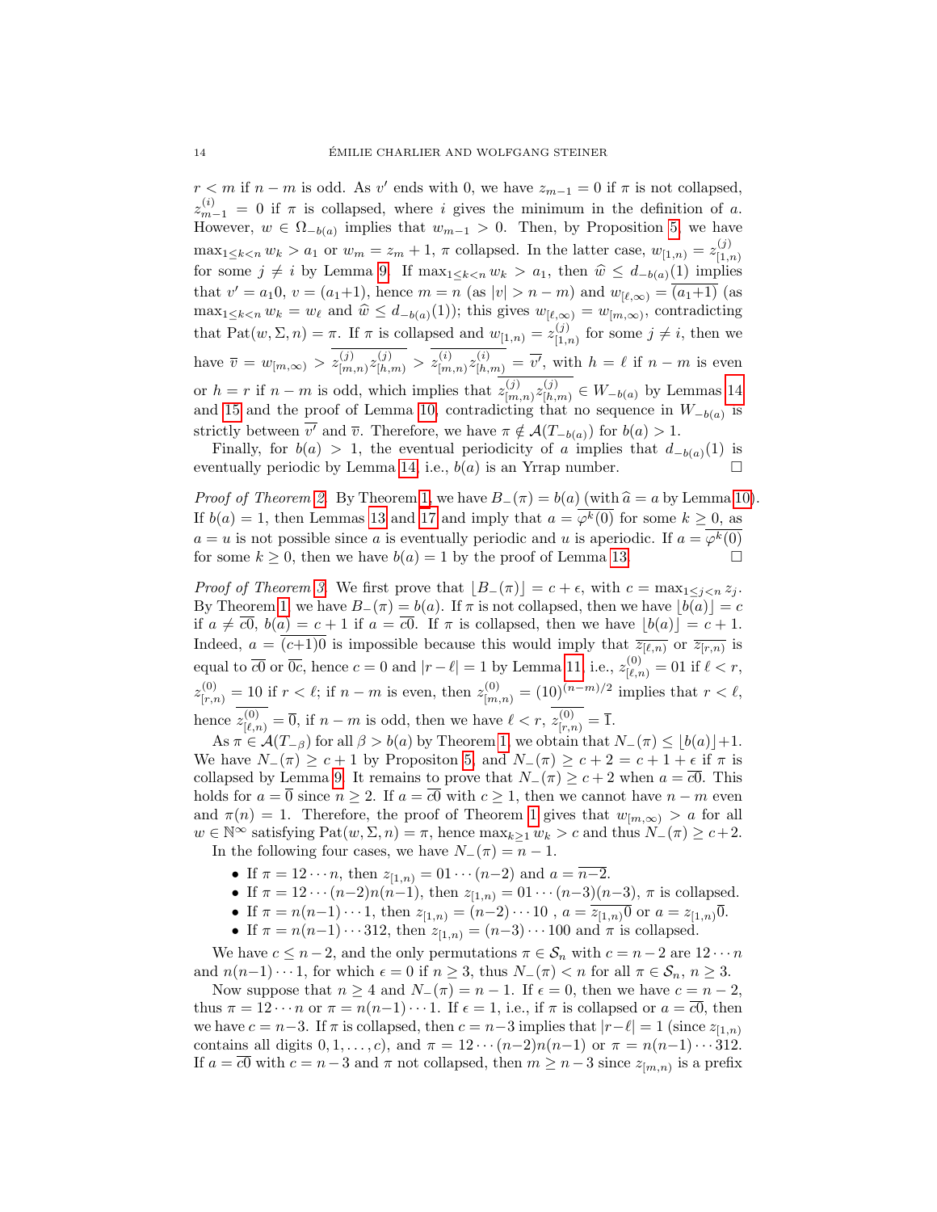$r < m$ if $n - m$ is odd. As $v'$ ends with 0, we have $z_{m-1} = 0$ if $\pi$ is not collapsed, $z_{m-1}^{(i)} = 0$ if $\pi$ is collapsed, where $i$ gives the minimum in the definition of $a$. However, $w \in \Omega_{-b(a)}$ implies that $w_{m-1} > 0$. Then, by Proposition 5, we have $\max_{1 \le k < n} w_k > a_1$ or $w_m = z_m + 1$, $\pi$ collapsed. In the latter case, $w_{[1,n)} = z_{[1,n)}^{(j)}$ for some $j \ne i$ by Lemma 9. If $\max_{1\le k<n} w_k > a_1$, then $\widehat{w} \le d_{-b(a)}(1)$ implies that $v' = a_1 0$, $v = (a_1{+}1)$, hence $m = n$ (as $|v| > n - m$) and $w_{[\ell,\infty)} = \overline{(a_1{+}1)}$ (as $\max_{1\le k<n} w_k = w_\ell$ and $\widehat{w} \le d_{-b(a)}(1)$); this gives $w_{[\ell,\infty)} = w_{[m,\infty)}$, contradicting that $\mathrm{Pat}(w, \Sigma, n) = \pi$. If $\pi$ is collapsed and $w_{[1,n)} = z_{[1,n)}^{(j)}$ for some $j \ne i$, then we have $\overline{v} = w_{[m,\infty)} > \overline{z_{[m,n)}^{(j)} z_{[h,m)}^{(j)}} > \overline{z_{[m,n)}^{(i)} z_{[h,m)}^{(i)}} = \overline{v'}$, with $h = \ell$ if $n - m$ is even or $h = r$ if $n - m$ is odd, which implies that $\overline{z_{[m,n)}^{(j)} z_{[h,m)}^{(j)}} \in W_{-b(a)}$ by Lemmas 14 and 15 and the proof of Lemma 10, contradicting that no sequence in $W_{-b(a)}$ is strictly between $\overline{v'}$ and $\overline{v}$. Therefore, we have $\pi \notin \mathcal{A}(T_{-b(a)})$ for $b(a) > 1$.

Finally, for $b(a) > 1$, the eventual periodicity of $a$ implies that $d_{-b(a)}(1)$ is eventually periodic by Lemma 14, i.e., $b(a)$ is an Yrrap number. $\square$

*Proof of Theorem 2.* By Theorem 1, we have $B_-(\pi) = b(a)$ (with $\widehat{a} = a$ by Lemma 10). If $b(a) = 1$, then Lemmas 13 and 17 and imply that $a = \overline{\varphi^k(0)}$ for some $k \ge 0$, as $a = u$ is not possible since $a$ is eventually periodic and $u$ is aperiodic. If $a = \overline{\varphi^k(0)}$ for some $k \ge 0$, then we have $b(a) = 1$ by the proof of Lemma 13. $\square$

*Proof of Theorem 3.* We first prove that $\lfloor B_-(\pi) \rfloor = c + \epsilon$, with $c = \max_{1\le j<n} z_j$. By Theorem 1, we have $B_-(\pi) = b(a)$. If $\pi$ is not collapsed, then we have $\lfloor b(a) \rfloor = c$ if $a \ne \overline{c0}$, $b(a) = c + 1$ if $a = \overline{c0}$. If $\pi$ is collapsed, then we have $\lfloor b(a) \rfloor = c + 1$. Indeed, $a = \overline{(c{+}1)0}$ is impossible because this would imply that $\overline{z_{[\ell,n)}}$ or $\overline{z_{[r,n)}}$ is equal to $\overline{c0}$ or $\overline{0c}$, hence $c = 0$ and $|r - \ell| = 1$ by Lemma 11, i.e., $z_{[\ell,n)}^{(0)} = 01$ if $\ell < r$, $z_{[r,n)}^{(0)} = 10$ if $r < \ell$; if $n - m$ is even, then $z_{[m,n)}^{(0)} = (10)^{(n-m)/2}$ implies that $r < \ell$, hence $\overline{z_{[\ell,n)}^{(0)}} = \overline{0}$, if $n - m$ is odd, then we have $\ell < r$, $\overline{z_{[r,n)}^{(0)}} = \overline{1}$.

As $\pi \in \mathcal{A}(T_{-\beta})$ for all $\beta > b(a)$ by Theorem 1, we obtain that $N_-(\pi) \le \lfloor b(a) \rfloor + 1$. We have $N_-(\pi) \ge c + 1$ by Propositon 5, and $N_-(\pi) \ge c + 2 = c + 1 + \epsilon$ if $\pi$ is collapsed by Lemma 9. It remains to prove that $N_-(\pi) \ge c + 2$ when $a = \overline{c0}$. This holds for $a = \overline{0}$ since $n \ge 2$. If $a = \overline{c0}$ with $c \ge 1$, then we cannot have $n - m$ even and $\pi(n) = 1$. Therefore, the proof of Theorem 1 gives that $w_{[m,\infty)} > a$ for all $w \in \mathbb{N}^\infty$ satisfying $\mathrm{Pat}(w, \Sigma, n) = \pi$, hence $\max_{k\ge1} w_k > c$ and thus $N_-(\pi) \ge c + 2$.

In the following four cases, we have $N_-(\pi) = n - 1$.

- If $\pi = 12\cdots n$, then $z_{[1,n)} = 01\cdots(n{-}2)$ and $a = \overline{n{-}2}$.
- If $\pi = 12\cdots(n{-}2)n(n{-}1)$, then $z_{[1,n)} = 01\cdots(n{-}3)(n{-}3)$, $\pi$ is collapsed.
- If $\pi = n(n{-}1)\cdots 1$, then $z_{[1,n)} = (n{-}2)\cdots 10$ , $a = \overline{z_{[1,n)}0}$ or $a = z_{[1,n)}\overline{0}$.
- If $\pi = n(n{-}1)\cdots 312$, then $z_{[1,n)} = (n{-}3)\cdots 100$ and $\pi$ is collapsed.

We have $c \le n - 2$, and the only permutations $\pi \in \mathcal{S}_n$ with $c = n - 2$ are $12\cdots n$ and $n(n{-}1)\cdots 1$, for which $\epsilon = 0$ if $n \ge 3$, thus $N_-(\pi) < n$ for all $\pi \in \mathcal{S}_n$, $n \ge 3$.

Now suppose that $n \ge 4$ and $N_-(\pi) = n - 1$. If $\epsilon = 0$, then we have $c = n - 2$, thus $\pi = 12\cdots n$ or $\pi = n(n{-}1)\cdots 1$. If $\epsilon = 1$, i.e., if $\pi$ is collapsed or $a = \overline{c0}$, then we have $c = n - 3$. If $\pi$ is collapsed, then $c = n - 3$ implies that $|r - \ell| = 1$ (since $z_{[1,n)}$ contains all digits $0, 1, \ldots, c$), and $\pi = 12\cdots(n{-}2)n(n{-}1)$ or $\pi = n(n{-}1)\cdots 312$. If $a = \overline{c0}$ with $c = n - 3$ and $\pi$ not collapsed, then $m \ge n - 3$ since $z_{[m,n)}$ is a prefix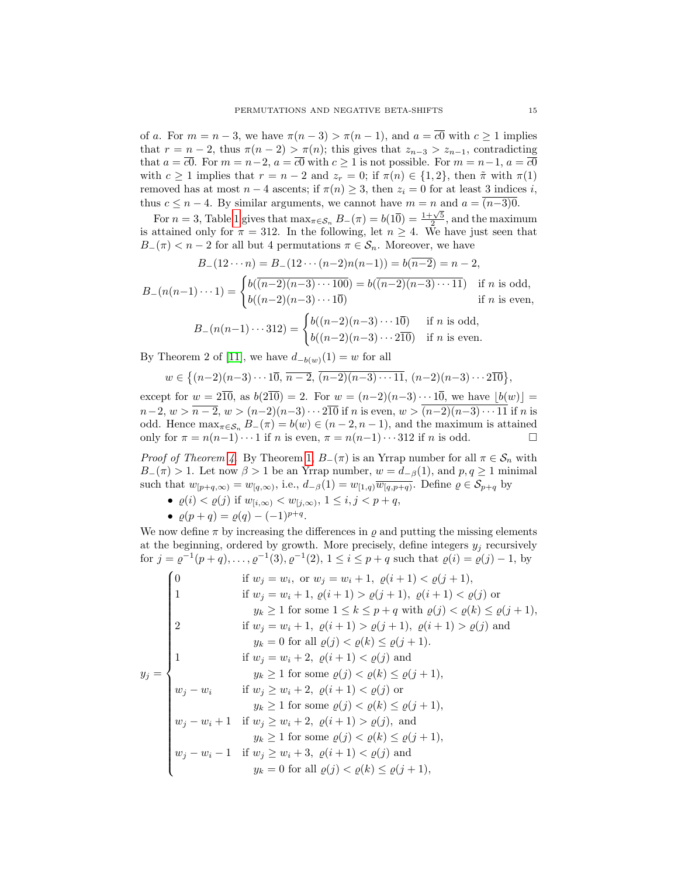of $a$. For $m = n-3$, we have $\pi(n-3) > \pi(n-1)$, and $a = \overline{c0}$ with $c \geq 1$ implies that $r = n-2$, thus $\pi(n-2) > \pi(n)$; this gives that $z_{n-3} > z_{n-1}$, contradicting that $a = \overline{c0}$. For $m = n-2$, $a = \overline{c0}$ with $c \geq 1$ is not possible. For $m = n-1$, $a = \overline{c0}$ with $c \geq 1$ implies that $r = n-2$ and $z_r = 0$; if $\pi(n) \in \{1,2\}$, then $\tilde{\pi}$ with $\pi(1)$ removed has at most $n-4$ ascents; if $\pi(n) \geq 3$, then $z_i = 0$ for at least 3 indices $i$, thus $c \leq n-4$. By similar arguments, we cannot have $m = n$ and $a = \overline{(n{-}3)0}$.

For $n = 3$, Table 1 gives that $\max_{\pi \in \mathcal{S}_n} B_-(\pi) = b(1\overline{0}) = \frac{1+\sqrt{5}}{2}$, and the maximum is attained only for $\pi = 312$. In the following, let $n \geq 4$. We have just seen that $B_-(\pi) < n-2$ for all but 4 permutations $\pi \in \mathcal{S}_n$. Moreover, we have

$$B_-(12\cdots n) = B_-(12\cdots(n{-}2)n(n{-}1)) = b(\overline{n{-}2}) = n-2,$$

$$B_-(n(n{-}1)\cdots 1) = \begin{cases} b(\overline{(n{-}2)(n{-}3)\cdots 100}) = b(\overline{(n{-}2)(n{-}3)\cdots 11}) & \text{if } n \text{ is odd,} \\ b((n{-}2)(n{-}3)\cdots 1\overline{0}) & \text{if } n \text{ is even,} \end{cases}$$

$$B_-(n(n{-}1)\cdots 312) = \begin{cases} b((n{-}2)(n{-}3)\cdots 1\overline{0}) & \text{if } n \text{ is odd,} \\ b((n{-}2)(n{-}3)\cdots 2\overline{10}) & \text{if } n \text{ is even.} \end{cases}$$

By Theorem 2 of [11], we have $d_{-b(w)}(1) = w$ for all

$$w \in \big\{(n{-}2)(n{-}3)\cdots 1\overline{0},\ \overline{n-2},\ \overline{(n{-}2)(n{-}3)\cdots 11},\ (n{-}2)(n{-}3)\cdots 2\overline{10}\big\},$$

except for $w = 2\overline{10}$, as $b(2\overline{10}) = 2$. For $w = (n{-}2)(n{-}3)\cdots 1\overline{0}$, we have $\lfloor b(w) \rfloor = n-2$, $w > \overline{n-2}$, $w > (n{-}2)(n{-}3)\cdots 2\overline{10}$ if $n$ is even, $w > \overline{(n{-}2)(n{-}3)\cdots 11}$ if $n$ is odd. Hence $\max_{\pi \in \mathcal{S}_n} B_-(\pi) = b(w) \in (n-2, n-1)$, and the maximum is attained only for $\pi = n(n{-}1)\cdots 1$ if $n$ is even, $\pi = n(n{-}1)\cdots 312$ if $n$ is odd. $\square$

*Proof of Theorem 4.* By Theorem 1, $B_-(\pi)$ is an Yrrap number for all $\pi \in \mathcal{S}_n$ with $B_-(\pi) > 1$. Let now $\beta > 1$ be an Yrrap number, $w = d_{-\beta}(1)$, and $p, q \geq 1$ minimal such that $w_{[p+q,\infty)} = w_{[q,\infty)}$, i.e., $d_{-\beta}(1) = w_{[1,q)}\overline{w_{[q,p+q)}}$. Define $\varrho \in \mathcal{S}_{p+q}$ by

- $\varrho(i) < \varrho(j)$ if $w_{[i,\infty)} < w_{[j,\infty)}$, $1 \leq i, j < p+q$,
- $\varrho(p+q) = \varrho(q) - (-1)^{p+q}$.

We now define $\pi$ by increasing the differences in $\varrho$ and putting the missing elements at the beginning, ordered by growth. More precisely, define integers $y_j$ recursively for $j = \varrho^{-1}(p+q), \ldots, \varrho^{-1}(3), \varrho^{-1}(2)$, $1 \leq i \leq p+q$ such that $\varrho(i) = \varrho(j) - 1$, by

$$y_j = \begin{cases} 0 & \text{if } w_j = w_i,\ \text{or } w_j = w_i + 1,\ \varrho(i+1) < \varrho(j+1), \\ 1 & \text{if } w_j = w_i + 1,\ \varrho(i+1) > \varrho(j+1),\ \varrho(i+1) < \varrho(j) \text{ or} \\ & \quad y_k \geq 1 \text{ for some } 1 \leq k \leq p+q \text{ with } \varrho(j) < \varrho(k) \leq \varrho(j+1), \\ 2 & \text{if } w_j = w_i + 1,\ \varrho(i+1) > \varrho(j+1),\ \varrho(i+1) > \varrho(j) \text{ and} \\ & \quad y_k = 0 \text{ for all } \varrho(j) < \varrho(k) \leq \varrho(j+1). \\ 1 & \text{if } w_j = w_i + 2,\ \varrho(i+1) < \varrho(j) \text{ and} \\ & \quad y_k \geq 1 \text{ for some } \varrho(j) < \varrho(k) \leq \varrho(j+1), \\ w_j - w_i & \text{if } w_j \geq w_i + 2,\ \varrho(i+1) < \varrho(j) \text{ or} \\ & \quad y_k \geq 1 \text{ for some } \varrho(j) < \varrho(k) \leq \varrho(j+1), \\ w_j - w_i + 1 & \text{if } w_j \geq w_i + 2,\ \varrho(i+1) > \varrho(j), \text{ and} \\ & \quad y_k \geq 1 \text{ for some } \varrho(j) < \varrho(k) \leq \varrho(j+1), \\ w_j - w_i - 1 & \text{if } w_j \geq w_i + 3,\ \varrho(i+1) < \varrho(j) \text{ and} \\ & \quad y_k = 0 \text{ for all } \varrho(j) < \varrho(k) \leq \varrho(j+1), \end{cases}$$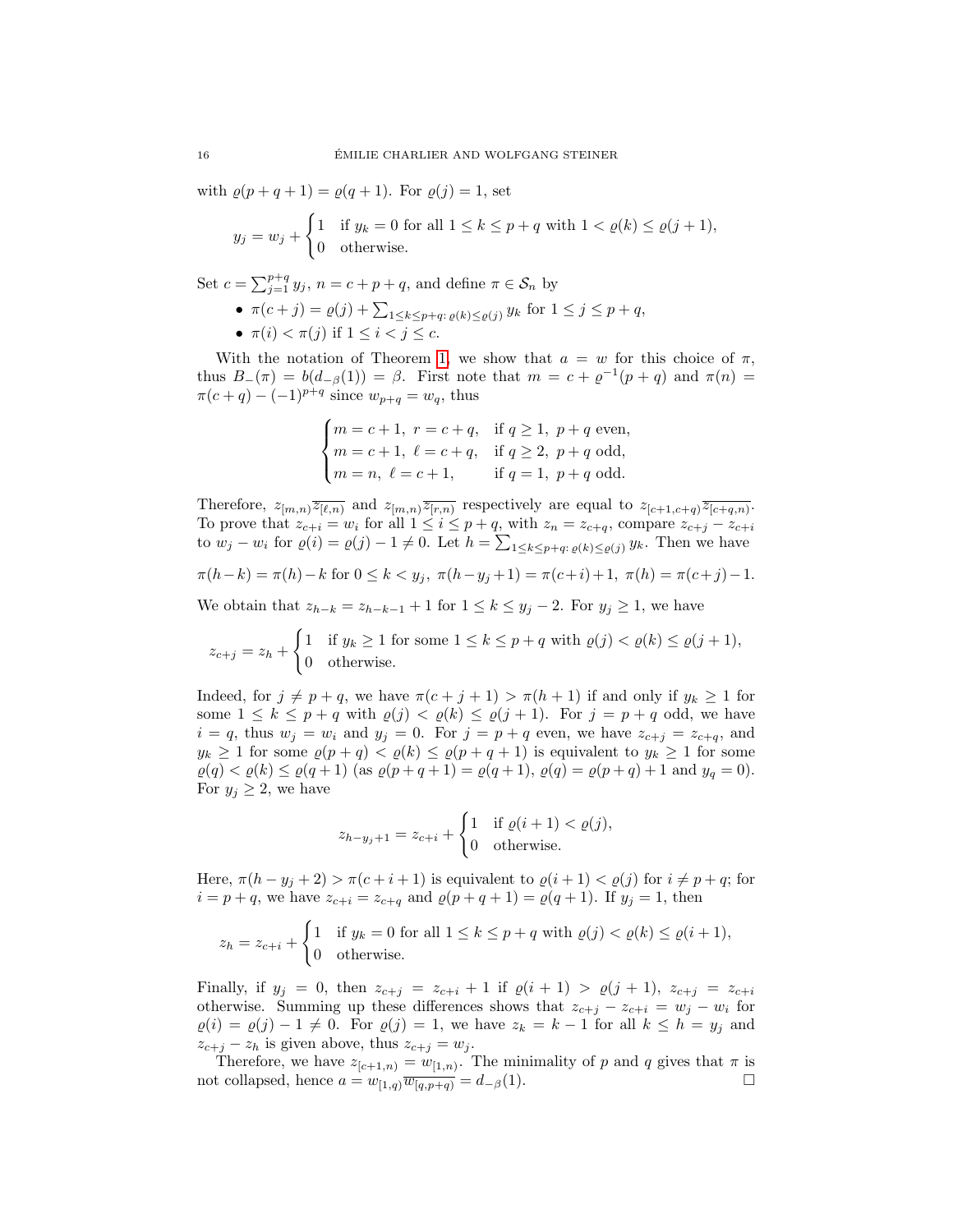with $\varrho(p+q+1) = \varrho(q+1)$. For $\varrho(j) = 1$, set

$$y_j = w_j + \begin{cases} 1 & \text{if } y_k = 0 \text{ for all } 1 \le k \le p+q \text{ with } 1 < \varrho(k) \le \varrho(j+1), \\ 0 & \text{otherwise.} \end{cases}$$

Set $c = \sum_{j=1}^{p+q} y_j$, $n = c + p + q$, and define $\pi \in \mathcal{S}_n$ by

- $\pi(c+j) = \varrho(j) + \sum_{1 \le k \le p+q:\, \varrho(k) \le \varrho(j)} y_k$ for $1 \le j \le p+q$,
- $\pi(i) < \pi(j)$ if $1 \le i < j \le c$.

With the notation of Theorem 1, we show that $a = w$ for this choice of $\pi$, thus $B_-(\pi) = b(d_{-\beta}(1)) = \beta$. First note that $m = c + \varrho^{-1}(p+q)$ and $\pi(n) = \pi(c+q) - (-1)^{p+q}$ since $w_{p+q} = w_q$, thus

$$\begin{cases} m = c+1,\ r = c+q, & \text{if } q \ge 1,\ p+q \text{ even}, \\ m = c+1,\ \ell = c+q, & \text{if } q \ge 2,\ p+q \text{ odd}, \\ m = n,\ \ell = c+1, & \text{if } q = 1,\ p+q \text{ odd}. \end{cases}$$

Therefore, $z_{[m,n)}\overline{z_{[\ell,n)}}$ and $z_{[m,n)}\overline{z_{[r,n)}}$ respectively are equal to $z_{[c+1,c+q)}\overline{z_{[c+q,n)}}$. To prove that $z_{c+i} = w_i$ for all $1 \le i \le p+q$, with $z_n = z_{c+q}$, compare $z_{c+j} - z_{c+i}$ to $w_j - w_i$ for $\varrho(i) = \varrho(j) - 1 \ne 0$. Let $h = \sum_{1 \le k \le p+q:\, \varrho(k) \le \varrho(j)} y_k$. Then we have

$$\pi(h-k) = \pi(h) - k \text{ for } 0 \le k < y_j,\ \pi(h - y_j + 1) = \pi(c+i) + 1,\ \pi(h) = \pi(c+j) - 1.$$

We obtain that $z_{h-k} = z_{h-k-1} + 1$ for $1 \le k \le y_j - 2$. For $y_j \ge 1$, we have

$$z_{c+j} = z_h + \begin{cases} 1 & \text{if } y_k \ge 1 \text{ for some } 1 \le k \le p+q \text{ with } \varrho(j) < \varrho(k) \le \varrho(j+1), \\ 0 & \text{otherwise.} \end{cases}$$

Indeed, for $j \ne p+q$, we have $\pi(c+j+1) > \pi(h+1)$ if and only if $y_k \ge 1$ for some $1 \le k \le p+q$ with $\varrho(j) < \varrho(k) \le \varrho(j+1)$. For $j = p+q$ odd, we have $i = q$, thus $w_j = w_i$ and $y_j = 0$. For $j = p+q$ even, we have $z_{c+j} = z_{c+q}$, and $y_k \ge 1$ for some $\varrho(p+q) < \varrho(k) \le \varrho(p+q+1)$ is equivalent to $y_k \ge 1$ for some $\varrho(q) < \varrho(k) \le \varrho(q+1)$ (as $\varrho(p+q+1) = \varrho(q+1)$, $\varrho(q) = \varrho(p+q) + 1$ and $y_q = 0$). For $y_j \ge 2$, we have

$$z_{h-y_j+1} = z_{c+i} + \begin{cases} 1 & \text{if } \varrho(i+1) < \varrho(j), \\ 0 & \text{otherwise.} \end{cases}$$

Here, $\pi(h - y_j + 2) > \pi(c+i+1)$ is equivalent to $\varrho(i+1) < \varrho(j)$ for $i \ne p+q$; for $i = p+q$, we have $z_{c+i} = z_{c+q}$ and $\varrho(p+q+1) = \varrho(q+1)$. If $y_j = 1$, then

$$z_h = z_{c+i} + \begin{cases} 1 & \text{if } y_k = 0 \text{ for all } 1 \le k \le p+q \text{ with } \varrho(j) < \varrho(k) \le \varrho(i+1), \\ 0 & \text{otherwise.} \end{cases}$$

Finally, if $y_j = 0$, then $z_{c+j} = z_{c+i} + 1$ if $\varrho(i+1) > \varrho(j+1)$, $z_{c+j} = z_{c+i}$ otherwise. Summing up these differences shows that $z_{c+j} - z_{c+i} = w_j - w_i$ for $\varrho(i) = \varrho(j) - 1 \ne 0$. For $\varrho(j) = 1$, we have $z_k = k - 1$ for all $k \le h = y_j$ and $z_{c+j} - z_h$ is given above, thus $z_{c+j} = w_j$.

Therefore, we have $z_{[c+1,n)} = w_{[1,n)}$. The minimality of $p$ and $q$ gives that $\pi$ is not collapsed, hence $a = w_{[1,q)}\overline{w_{[q,p+q)}} = d_{-\beta}(1)$. $\square$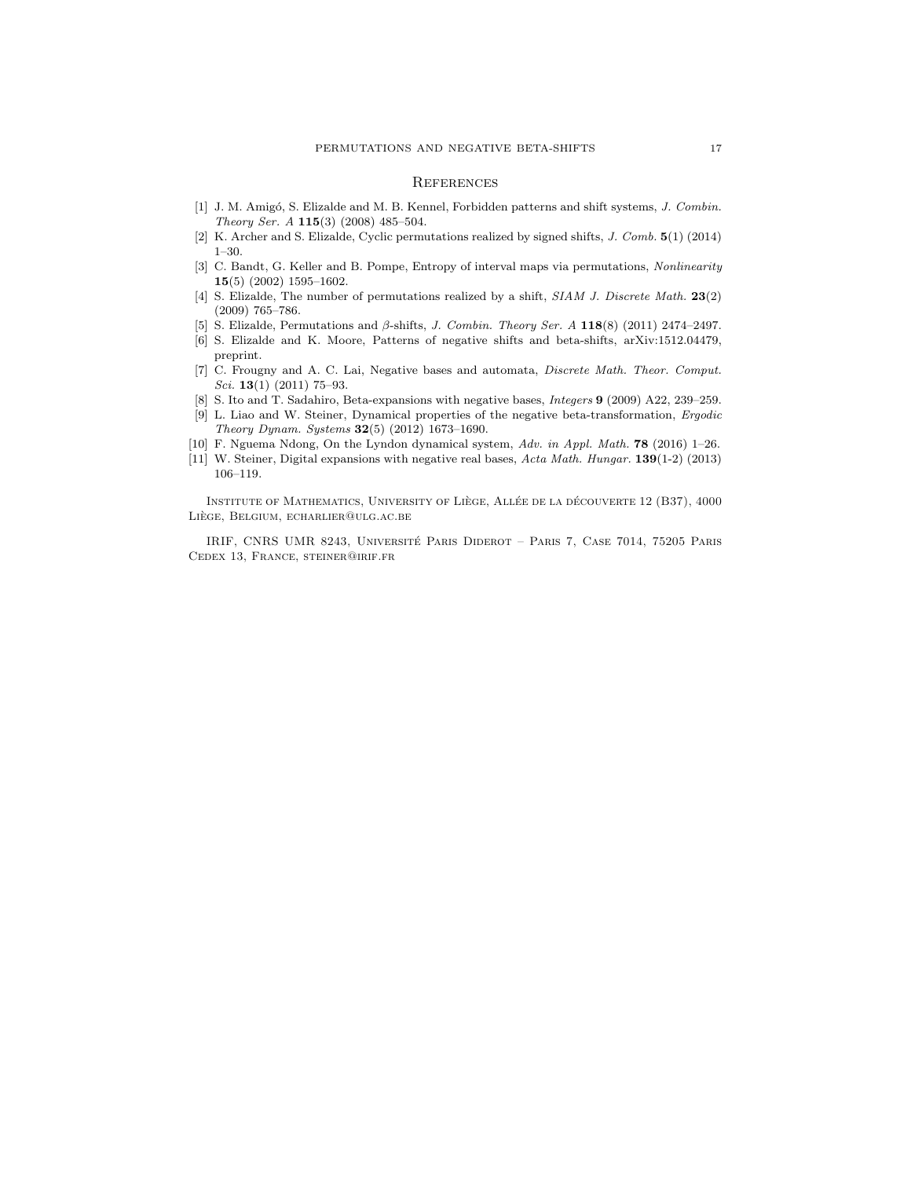## References

[1] J. M. Amigó, S. Elizalde and M. B. Kennel, Forbidden patterns and shift systems, *J. Combin. Theory Ser. A* **115**(3) (2008) 485–504.

[2] K. Archer and S. Elizalde, Cyclic permutations realized by signed shifts, *J. Comb.* **5**(1) (2014) 1–30.

[3] C. Bandt, G. Keller and B. Pompe, Entropy of interval maps via permutations, *Nonlinearity* **15**(5) (2002) 1595–1602.

[4] S. Elizalde, The number of permutations realized by a shift, *SIAM J. Discrete Math.* **23**(2) (2009) 765–786.

[5] S. Elizalde, Permutations and $\beta$-shifts, *J. Combin. Theory Ser. A* **118**(8) (2011) 2474–2497.

[6] S. Elizalde and K. Moore, Patterns of negative shifts and beta-shifts, arXiv:1512.04479, preprint.

[7] C. Frougny and A. C. Lai, Negative bases and automata, *Discrete Math. Theor. Comput. Sci.* **13**(1) (2011) 75–93.

[8] S. Ito and T. Sadahiro, Beta-expansions with negative bases, *Integers* **9** (2009) A22, 239–259.

[9] L. Liao and W. Steiner, Dynamical properties of the negative beta-transformation, *Ergodic Theory Dynam. Systems* **32**(5) (2012) 1673–1690.

[10] F. Nguema Ndong, On the Lyndon dynamical system, *Adv. in Appl. Math.* **78** (2016) 1–26.

[11] W. Steiner, Digital expansions with negative real bases, *Acta Math. Hungar.* **139**(1-2) (2013) 106–119.

Institute of Mathematics, University of Liège, Allée de la découverte 12 (B37), 4000 Liège, Belgium, echarlier@ulg.ac.be

IRIF, CNRS UMR 8243, Université Paris Diderot – Paris 7, Case 7014, 75205 Paris Cedex 13, France, steiner@irif.fr